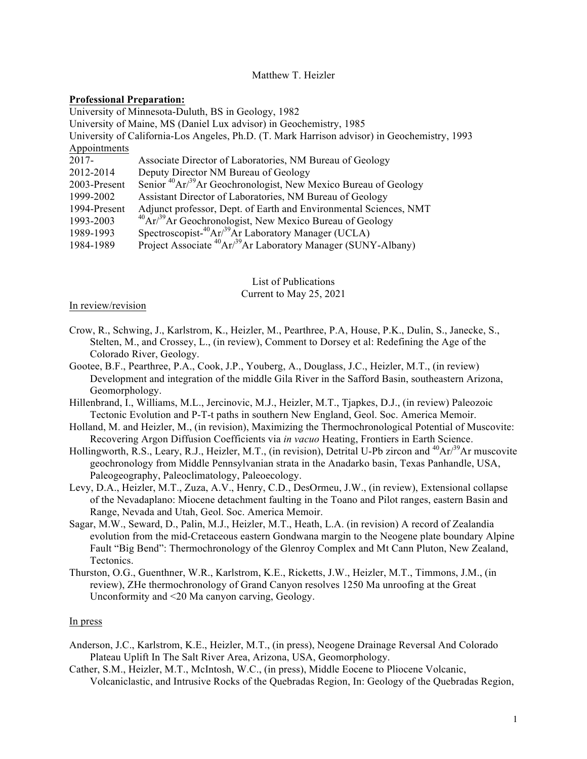Matthew T. Heizler

**Professional Preparation:**

University of Minnesota-Duluth, BS in Geology, 1982

University of Maine, MS (Daniel Lux advisor) in Geochemistry, 1985

University of California-Los Angeles, Ph.D. (T. Mark Harrison advisor) in Geochemistry, 1993

Appointments

| | |
|---|---|
| 2017- | Associate Director of Laboratories, NM Bureau of Geology |
| 2012-2014 | Deputy Director NM Bureau of Geology |
| 2003-Present | Senior $^{40}Ar/^{39}Ar$ Geochronologist, New Mexico Bureau of Geology |
| 1999-2002 | Assistant Director of Laboratories, NM Bureau of Geology |
| 1994-Present | Adjunct professor, Dept. of Earth and Environmental Sciences, NMT |
| 1993-2003 | $^{40}Ar/^{39}Ar$ Geochronologist, New Mexico Bureau of Geology |
| 1989-1993 | Spectroscopist-$^{40}Ar/^{39}Ar$ Laboratory Manager (UCLA) |
| 1984-1989 | Project Associate $^{40}Ar/^{39}Ar$ Laboratory Manager (SUNY-Albany) |

List of Publications

Current to May 25, 2021

In review/revision

Crow, R., Schwing, J., Karlstrom, K., Heizler, M., Pearthree, P.A, House, P.K., Dulin, S., Janecke, S., Stelten, M., and Crossey, L., (in review), Comment to Dorsey et al: Redefining the Age of the Colorado River, Geology.

Gootee, B.F., Pearthree, P.A., Cook, J.P., Youberg, A., Douglass, J.C., Heizler, M.T., (in review) Development and integration of the middle Gila River in the Safford Basin, southeastern Arizona, Geomorphology.

Hillenbrand, I., Williams, M.L., Jercinovic, M.J., Heizler, M.T., Tjapkes, D.J., (in review) Paleozoic Tectonic Evolution and P-T-t paths in southern New England, Geol. Soc. America Memoir.

Holland, M. and Heizler, M., (in revision), Maximizing the Thermochronological Potential of Muscovite: Recovering Argon Diffusion Coefficients via *in vacuo* Heating, Frontiers in Earth Science.

Hollingworth, R.S., Leary, R.J., Heizler, M.T., (in revision), Detrital U-Pb zircon and $^{40}Ar/^{39}Ar$ muscovite geochronology from Middle Pennsylvanian strata in the Anadarko basin, Texas Panhandle, USA, Paleogeography, Paleoclimatology, Paleoecology.

Levy, D.A., Heizler, M.T., Zuza, A.V., Henry, C.D., DesOrmeu, J.W., (in review), Extensional collapse of the Nevadaplano: Miocene detachment faulting in the Toano and Pilot ranges, eastern Basin and Range, Nevada and Utah, Geol. Soc. America Memoir.

Sagar, M.W., Seward, D., Palin, M.J., Heizler, M.T., Heath, L.A. (in revision) A record of Zealandia evolution from the mid-Cretaceous eastern Gondwana margin to the Neogene plate boundary Alpine Fault "Big Bend": Thermochronology of the Glenroy Complex and Mt Cann Pluton, New Zealand, Tectonics.

Thurston, O.G., Guenthner, W.R., Karlstrom, K.E., Ricketts, J.W., Heizler, M.T., Timmons, J.M., (in review), ZHe thermochronology of Grand Canyon resolves 1250 Ma unroofing at the Great Unconformity and <20 Ma canyon carving, Geology.

In press

Anderson, J.C., Karlstrom, K.E., Heizler, M.T., (in press), Neogene Drainage Reversal And Colorado Plateau Uplift In The Salt River Area, Arizona, USA, Geomorphology.

Cather, S.M., Heizler, M.T., McIntosh, W.C., (in press), Middle Eocene to Pliocene Volcanic, Volcaniclastic, and Intrusive Rocks of the Quebradas Region, In: Geology of the Quebradas Region,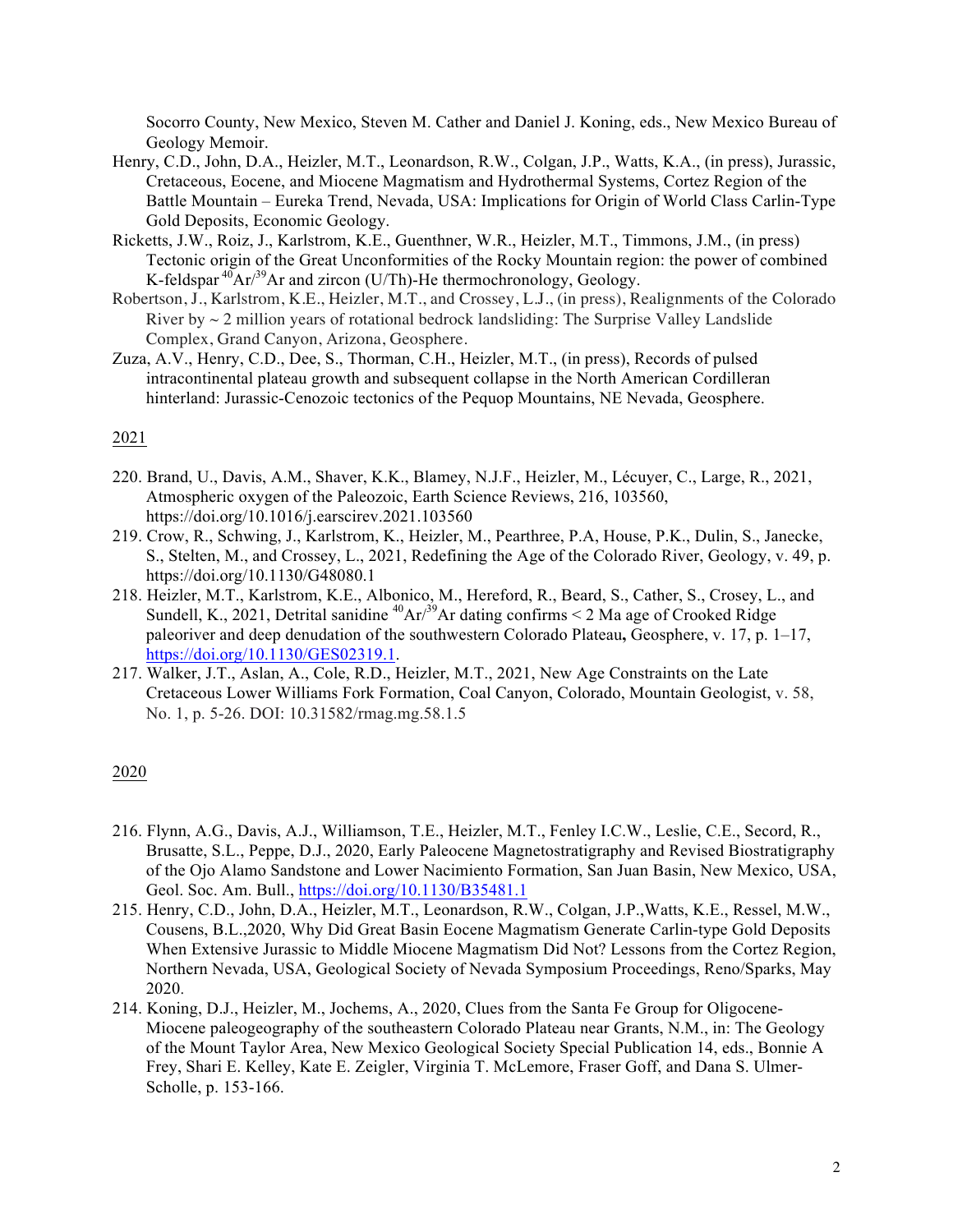Socorro County, New Mexico, Steven M. Cather and Daniel J. Koning, eds., New Mexico Bureau of Geology Memoir.

Henry, C.D., John, D.A., Heizler, M.T., Leonardson, R.W., Colgan, J.P., Watts, K.A., (in press), Jurassic, Cretaceous, Eocene, and Miocene Magmatism and Hydrothermal Systems, Cortez Region of the Battle Mountain – Eureka Trend, Nevada, USA: Implications for Origin of World Class Carlin-Type Gold Deposits, Economic Geology.

Ricketts, J.W., Roiz, J., Karlstrom, K.E., Guenthner, W.R., Heizler, M.T., Timmons, J.M., (in press) Tectonic origin of the Great Unconformities of the Rocky Mountain region: the power of combined K-feldspar $^{40}Ar/^{39}Ar$ and zircon (U/Th)-He thermochronology, Geology.

Robertson, J., Karlstrom, K.E., Heizler, M.T., and Crossey, L.J., (in press), Realignments of the Colorado River by ~ 2 million years of rotational bedrock landsliding: The Surprise Valley Landslide Complex, Grand Canyon, Arizona, Geosphere.

Zuza, A.V., Henry, C.D., Dee, S., Thorman, C.H., Heizler, M.T., (in press), Records of pulsed intracontinental plateau growth and subsequent collapse in the North American Cordilleran hinterland: Jurassic-Cenozoic tectonics of the Pequop Mountains, NE Nevada, Geosphere.

2021

220. Brand, U., Davis, A.M., Shaver, K.K., Blamey, N.J.F., Heizler, M., Lécuyer, C., Large, R., 2021, Atmospheric oxygen of the Paleozoic, Earth Science Reviews, 216, 103560, https://doi.org/10.1016/j.earscirev.2021.103560
219. Crow, R., Schwing, J., Karlstrom, K., Heizler, M., Pearthree, P.A, House, P.K., Dulin, S., Janecke, S., Stelten, M., and Crossey, L., 2021, Redefining the Age of the Colorado River, Geology, v. 49, p. https://doi.org/10.1130/G48080.1
218. Heizler, M.T., Karlstrom, K.E., Albonico, M., Hereford, R., Beard, S., Cather, S., Crosey, L., and Sundell, K., 2021, Detrital sanidine $^{40}Ar/^{39}Ar$ dating confirms < 2 Ma age of Crooked Ridge paleoriver and deep denudation of the southwestern Colorado Plateau**,** Geosphere, v. 17, p. 1–17, https://doi.org/10.1130/GES02319.1.
217. Walker, J.T., Aslan, A., Cole, R.D., Heizler, M.T., 2021, New Age Constraints on the Late Cretaceous Lower Williams Fork Formation, Coal Canyon, Colorado, Mountain Geologist, v. 58, No. 1, p. 5-26. DOI: 10.31582/rmag.mg.58.1.5

2020

216. Flynn, A.G., Davis, A.J., Williamson, T.E., Heizler, M.T., Fenley I.C.W., Leslie, C.E., Secord, R., Brusatte, S.L., Peppe, D.J., 2020, Early Paleocene Magnetostratigraphy and Revised Biostratigraphy of the Ojo Alamo Sandstone and Lower Nacimiento Formation, San Juan Basin, New Mexico, USA, Geol. Soc. Am. Bull., https://doi.org/10.1130/B35481.1
215. Henry, C.D., John, D.A., Heizler, M.T., Leonardson, R.W., Colgan, J.P.,Watts, K.E., Ressel, M.W., Cousens, B.L.,2020, Why Did Great Basin Eocene Magmatism Generate Carlin-type Gold Deposits When Extensive Jurassic to Middle Miocene Magmatism Did Not? Lessons from the Cortez Region, Northern Nevada, USA, Geological Society of Nevada Symposium Proceedings, Reno/Sparks, May 2020.
214. Koning, D.J., Heizler, M., Jochems, A., 2020, Clues from the Santa Fe Group for Oligocene-Miocene paleogeography of the southeastern Colorado Plateau near Grants, N.M., in: The Geology of the Mount Taylor Area, New Mexico Geological Society Special Publication 14, eds., Bonnie A Frey, Shari E. Kelley, Kate E. Zeigler, Virginia T. McLemore, Fraser Goff, and Dana S. Ulmer-Scholle, p. 153-166.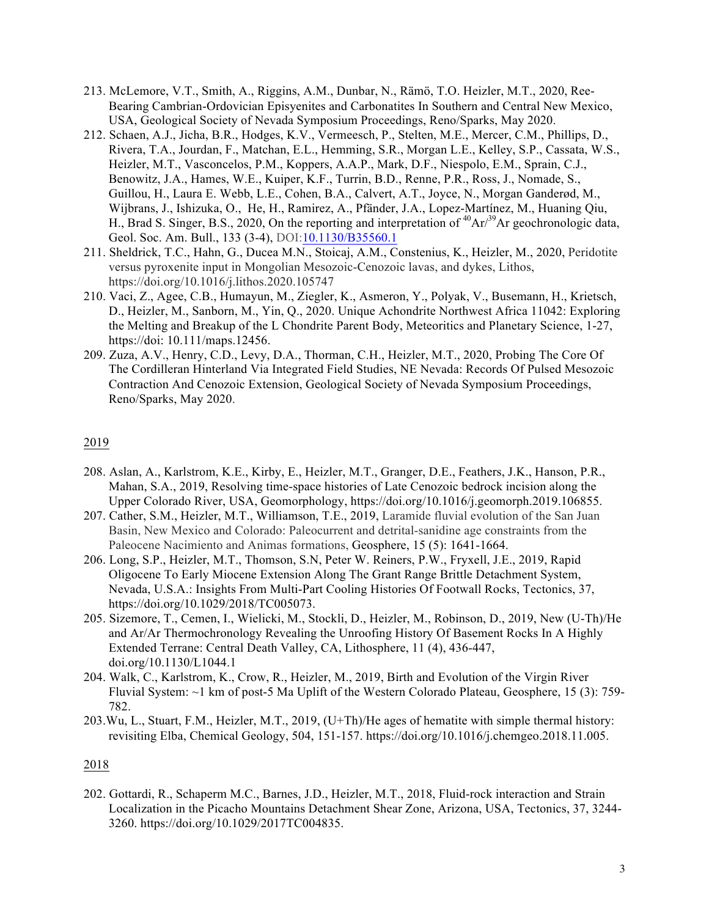213. McLemore, V.T., Smith, A., Riggins, A.M., Dunbar, N., Rämö, T.O. Heizler, M.T., 2020, Ree-Bearing Cambrian-Ordovician Episyenites and Carbonatites In Southern and Central New Mexico, USA, Geological Society of Nevada Symposium Proceedings, Reno/Sparks, May 2020.

212. Schaen, A.J., Jicha, B.R., Hodges, K.V., Vermeesch, P., Stelten, M.E., Mercer, C.M., Phillips, D., Rivera, T.A., Jourdan, F., Matchan, E.L., Hemming, S.R., Morgan L.E., Kelley, S.P., Cassata, W.S., Heizler, M.T., Vasconcelos, P.M., Koppers, A.A.P., Mark, D.F., Niespolo, E.M., Sprain, C.J., Benowitz, J.A., Hames, W.E., Kuiper, K.F., Turrin, B.D., Renne, P.R., Ross, J., Nomade, S., Guillou, H., Laura E. Webb, L.E., Cohen, B.A., Calvert, A.T., Joyce, N., Morgan Ganderød, M., Wijbrans, J., Ishizuka, O., He, H., Ramirez, A., Pfänder, J.A., Lopez-Martínez, M., Huaning Qiu, H., Brad S. Singer, B.S., 2020, On the reporting and interpretation of $^{40}Ar/^{39}Ar$ geochronologic data, Geol. Soc. Am. Bull., 133 (3-4), DOI:10.1130/B35560.1

211. Sheldrick, T.C., Hahn, G., Ducea M.N., Stoicaj, A.M., Constenius, K., Heizler, M., 2020, Peridotite versus pyroxenite input in Mongolian Mesozoic-Cenozoic lavas, and dykes, Lithos, https://doi.org/10.1016/j.lithos.2020.105747

210. Vaci, Z., Agee, C.B., Humayun, M., Ziegler, K., Asmeron, Y., Polyak, V., Busemann, H., Krietsch, D., Heizler, M., Sanborn, M., Yin, Q., 2020. Unique Achondrite Northwest Africa 11042: Exploring the Melting and Breakup of the L Chondrite Parent Body, Meteoritics and Planetary Science, 1-27, https://doi: 10.111/maps.12456.

209. Zuza, A.V., Henry, C.D., Levy, D.A., Thorman, C.H., Heizler, M.T., 2020, Probing The Core Of The Cordilleran Hinterland Via Integrated Field Studies, NE Nevada: Records Of Pulsed Mesozoic Contraction And Cenozoic Extension, Geological Society of Nevada Symposium Proceedings, Reno/Sparks, May 2020.

## 2019

208. Aslan, A., Karlstrom, K.E., Kirby, E., Heizler, M.T., Granger, D.E., Feathers, J.K., Hanson, P.R., Mahan, S.A., 2019, Resolving time-space histories of Late Cenozoic bedrock incision along the Upper Colorado River, USA, Geomorphology, https://doi.org/10.1016/j.geomorph.2019.106855.

207. Cather, S.M., Heizler, M.T., Williamson, T.E., 2019, Laramide fluvial evolution of the San Juan Basin, New Mexico and Colorado: Paleocurrent and detrital-sanidine age constraints from the Paleocene Nacimiento and Animas formations, Geosphere, 15 (5): 1641-1664.

206. Long, S.P., Heizler, M.T., Thomson, S.N, Peter W. Reiners, P.W., Fryxell, J.E., 2019, Rapid Oligocene To Early Miocene Extension Along The Grant Range Brittle Detachment System, Nevada, U.S.A.: Insights From Multi-Part Cooling Histories Of Footwall Rocks, Tectonics, 37, https://doi.org/10.1029/2018/TC005073.

205. Sizemore, T., Cemen, I., Wielicki, M., Stockli, D., Heizler, M., Robinson, D., 2019, New (U-Th)/He and Ar/Ar Thermochronology Revealing the Unroofing History Of Basement Rocks In A Highly Extended Terrane: Central Death Valley, CA, Lithosphere, 11 (4), 436-447, doi.org/10.1130/L1044.1

204. Walk, C., Karlstrom, K., Crow, R., Heizler, M., 2019, Birth and Evolution of the Virgin River Fluvial System: ~1 km of post-5 Ma Uplift of the Western Colorado Plateau, Geosphere, 15 (3): 759-782.

203. Wu, L., Stuart, F.M., Heizler, M.T., 2019, (U+Th)/He ages of hematite with simple thermal history: revisiting Elba, Chemical Geology, 504, 151-157. https://doi.org/10.1016/j.chemgeo.2018.11.005.

## 2018

202. Gottardi, R., Schaperm M.C., Barnes, J.D., Heizler, M.T., 2018, Fluid-rock interaction and Strain Localization in the Picacho Mountains Detachment Shear Zone, Arizona, USA, Tectonics, 37, 3244-3260. https://doi.org/10.1029/2017TC004835.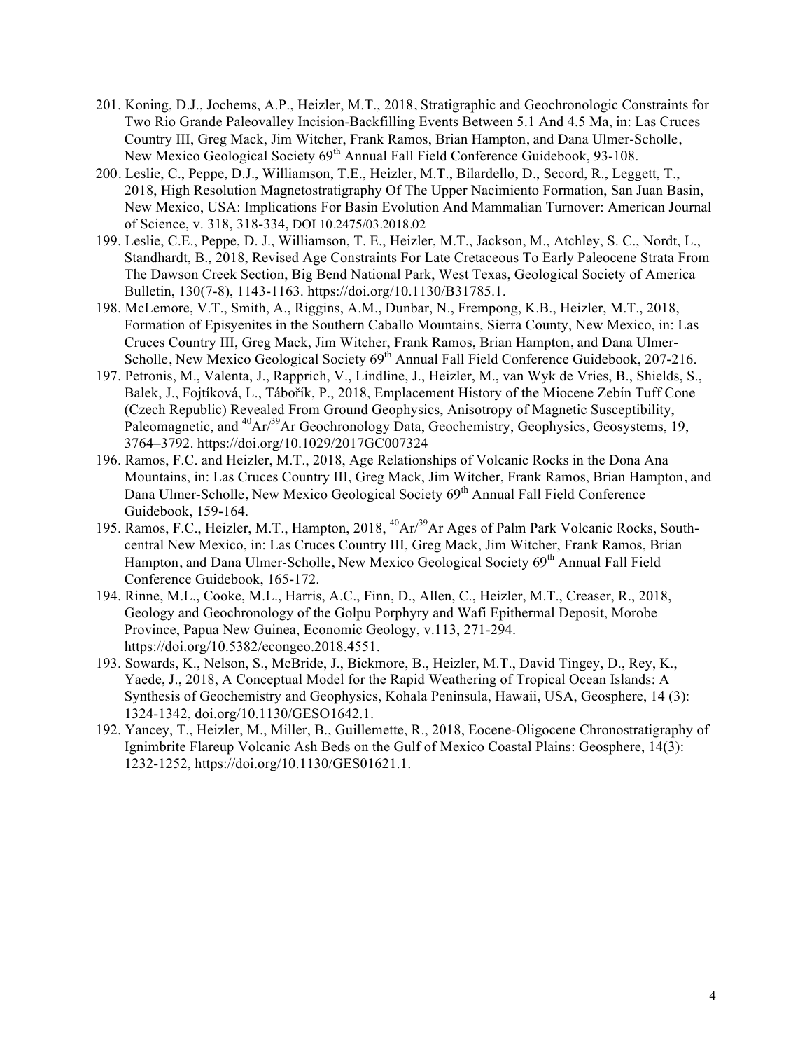201. Koning, D.J., Jochems, A.P., Heizler, M.T., 2018, Stratigraphic and Geochronologic Constraints for Two Rio Grande Paleovalley Incision-Backfilling Events Between 5.1 And 4.5 Ma, in: Las Cruces Country III, Greg Mack, Jim Witcher, Frank Ramos, Brian Hampton, and Dana Ulmer-Scholle, New Mexico Geological Society 69th Annual Fall Field Conference Guidebook, 93-108.
200. Leslie, C., Peppe, D.J., Williamson, T.E., Heizler, M.T., Bilardello, D., Secord, R., Leggett, T., 2018, High Resolution Magnetostratigraphy Of The Upper Nacimiento Formation, San Juan Basin, New Mexico, USA: Implications For Basin Evolution And Mammalian Turnover: American Journal of Science, v. 318, 318-334, DOI 10.2475/03.2018.02
199. Leslie, C.E., Peppe, D. J., Williamson, T. E., Heizler, M.T., Jackson, M., Atchley, S. C., Nordt, L., Standhardt, B., 2018, Revised Age Constraints For Late Cretaceous To Early Paleocene Strata From The Dawson Creek Section, Big Bend National Park, West Texas, Geological Society of America Bulletin, 130(7-8), 1143-1163. https://doi.org/10.1130/B31785.1.
198. McLemore, V.T., Smith, A., Riggins, A.M., Dunbar, N., Frempong, K.B., Heizler, M.T., 2018, Formation of Episyenites in the Southern Caballo Mountains, Sierra County, New Mexico, in: Las Cruces Country III, Greg Mack, Jim Witcher, Frank Ramos, Brian Hampton, and Dana Ulmer-Scholle, New Mexico Geological Society 69th Annual Fall Field Conference Guidebook, 207-216.
197. Petronis, M., Valenta, J., Rapprich, V., Lindline, J., Heizler, M., van Wyk de Vries, B., Shields, S., Balek, J., Fojtíková, L., Tábořík, P., 2018, Emplacement History of the Miocene Zebín Tuff Cone (Czech Republic) Revealed From Ground Geophysics, Anisotropy of Magnetic Susceptibility, Paleomagnetic, and $^{40}Ar/^{39}Ar$ Geochronology Data, Geochemistry, Geophysics, Geosystems, 19, 3764–3792. https://doi.org/10.1029/2017GC007324
196. Ramos, F.C. and Heizler, M.T., 2018, Age Relationships of Volcanic Rocks in the Dona Ana Mountains, in: Las Cruces Country III, Greg Mack, Jim Witcher, Frank Ramos, Brian Hampton, and Dana Ulmer-Scholle, New Mexico Geological Society 69th Annual Fall Field Conference Guidebook, 159-164.
195. Ramos, F.C., Heizler, M.T., Hampton, 2018, $^{40}Ar/^{39}Ar$ Ages of Palm Park Volcanic Rocks, South-central New Mexico, in: Las Cruces Country III, Greg Mack, Jim Witcher, Frank Ramos, Brian Hampton, and Dana Ulmer-Scholle, New Mexico Geological Society 69th Annual Fall Field Conference Guidebook, 165-172.
194. Rinne, M.L., Cooke, M.L., Harris, A.C., Finn, D., Allen, C., Heizler, M.T., Creaser, R., 2018, Geology and Geochronology of the Golpu Porphyry and Wafi Epithermal Deposit, Morobe Province, Papua New Guinea, Economic Geology, v.113, 271-294. https://doi.org/10.5382/econgeo.2018.4551.
193. Sowards, K., Nelson, S., McBride, J., Bickmore, B., Heizler, M.T., David Tingey, D., Rey, K., Yaede, J., 2018, A Conceptual Model for the Rapid Weathering of Tropical Ocean Islands: A Synthesis of Geochemistry and Geophysics, Kohala Peninsula, Hawaii, USA, Geosphere, 14 (3): 1324-1342, doi.org/10.1130/GESO1642.1.
192. Yancey, T., Heizler, M., Miller, B., Guillemette, R., 2018, Eocene-Oligocene Chronostratigraphy of Ignimbrite Flareup Volcanic Ash Beds on the Gulf of Mexico Coastal Plains: Geosphere, 14(3): 1232-1252, https://doi.org/10.1130/GES01621.1.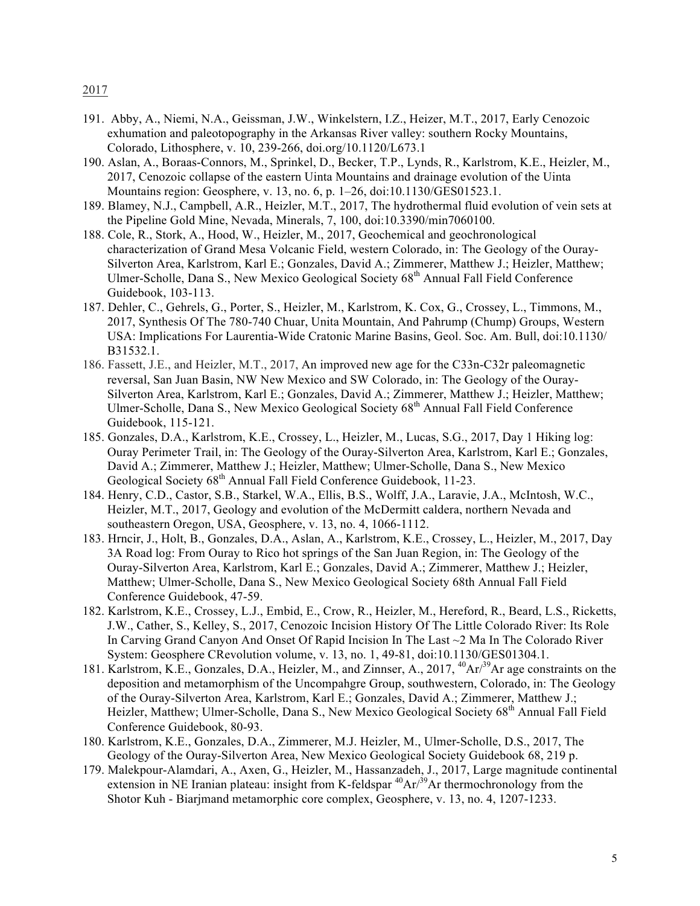2017

191. Abby, A., Niemi, N.A., Geissman, J.W., Winkelstern, I.Z., Heizer, M.T., 2017, Early Cenozoic exhumation and paleotopography in the Arkansas River valley: southern Rocky Mountains, Colorado, Lithosphere, v. 10, 239-266, doi.org/10.1120/L673.1
190. Aslan, A., Boraas-Connors, M., Sprinkel, D., Becker, T.P., Lynds, R., Karlstrom, K.E., Heizler, M., 2017, Cenozoic collapse of the eastern Uinta Mountains and drainage evolution of the Uinta Mountains region: Geosphere, v. 13, no. 6, p. 1–26, doi:10.1130/GES01523.1.
189. Blamey, N.J., Campbell, A.R., Heizler, M.T., 2017, The hydrothermal fluid evolution of vein sets at the Pipeline Gold Mine, Nevada, Minerals, 7, 100, doi:10.3390/min7060100.
188. Cole, R., Stork, A., Hood, W., Heizler, M., 2017, Geochemical and geochronological characterization of Grand Mesa Volcanic Field, western Colorado, in: The Geology of the Ouray-Silverton Area, Karlstrom, Karl E.; Gonzales, David A.; Zimmerer, Matthew J.; Heizler, Matthew; Ulmer-Scholle, Dana S., New Mexico Geological Society 68th Annual Fall Field Conference Guidebook, 103-113.
187. Dehler, C., Gehrels, G., Porter, S., Heizler, M., Karlstrom, K. Cox, G., Crossey, L., Timmons, M., 2017, Synthesis Of The 780-740 Chuar, Unita Mountain, And Pahrump (Chump) Groups, Western USA: Implications For Laurentia-Wide Cratonic Marine Basins, Geol. Soc. Am. Bull, doi:10.1130/B31532.1.
186. Fassett, J.E., and Heizler, M.T., 2017, An improved new age for the C33n-C32r paleomagnetic reversal, San Juan Basin, NW New Mexico and SW Colorado, in: The Geology of the Ouray-Silverton Area, Karlstrom, Karl E.; Gonzales, David A.; Zimmerer, Matthew J.; Heizler, Matthew; Ulmer-Scholle, Dana S., New Mexico Geological Society 68th Annual Fall Field Conference Guidebook, 115-121.
185. Gonzales, D.A., Karlstrom, K.E., Crossey, L., Heizler, M., Lucas, S.G., 2017, Day 1 Hiking log: Ouray Perimeter Trail, in: The Geology of the Ouray-Silverton Area, Karlstrom, Karl E.; Gonzales, David A.; Zimmerer, Matthew J.; Heizler, Matthew; Ulmer-Scholle, Dana S., New Mexico Geological Society 68th Annual Fall Field Conference Guidebook, 11-23.
184. Henry, C.D., Castor, S.B., Starkel, W.A., Ellis, B.S., Wolff, J.A., Laravie, J.A., McIntosh, W.C., Heizler, M.T., 2017, Geology and evolution of the McDermitt caldera, northern Nevada and southeastern Oregon, USA, Geosphere, v. 13, no. 4, 1066-1112.
183. Hrncir, J., Holt, B., Gonzales, D.A., Aslan, A., Karlstrom, K.E., Crossey, L., Heizler, M., 2017, Day 3A Road log: From Ouray to Rico hot springs of the San Juan Region, in: The Geology of the Ouray-Silverton Area, Karlstrom, Karl E.; Gonzales, David A.; Zimmerer, Matthew J.; Heizler, Matthew; Ulmer-Scholle, Dana S., New Mexico Geological Society 68th Annual Fall Field Conference Guidebook, 47-59.
182. Karlstrom, K.E., Crossey, L.J., Embid, E., Crow, R., Heizler, M., Hereford, R., Beard, L.S., Ricketts, J.W., Cather, S., Kelley, S., 2017, Cenozoic Incision History Of The Little Colorado River: Its Role In Carving Grand Canyon And Onset Of Rapid Incision In The Last ~2 Ma In The Colorado River System: Geosphere CRevolution volume, v. 13, no. 1, 49-81, doi:10.1130/GES01304.1.
181. Karlstrom, K.E., Gonzales, D.A., Heizler, M., and Zinnser, A., 2017, $^{40}Ar/^{39}Ar$ age constraints on the deposition and metamorphism of the Uncompahgre Group, southwestern, Colorado, in: The Geology of the Ouray-Silverton Area, Karlstrom, Karl E.; Gonzales, David A.; Zimmerer, Matthew J.; Heizler, Matthew; Ulmer-Scholle, Dana S., New Mexico Geological Society 68th Annual Fall Field Conference Guidebook, 80-93.
180. Karlstrom, K.E., Gonzales, D.A., Zimmerer, M.J. Heizler, M., Ulmer-Scholle, D.S., 2017, The Geology of the Ouray-Silverton Area, New Mexico Geological Society Guidebook 68, 219 p.
179. Malekpour-Alamdari, A., Axen, G., Heizler, M., Hassanzadeh, J., 2017, Large magnitude continental extension in NE Iranian plateau: insight from K-feldspar $^{40}Ar/^{39}Ar$ thermochronology from the Shotor Kuh - Biarjmand metamorphic core complex, Geosphere, v. 13, no. 4, 1207-1233.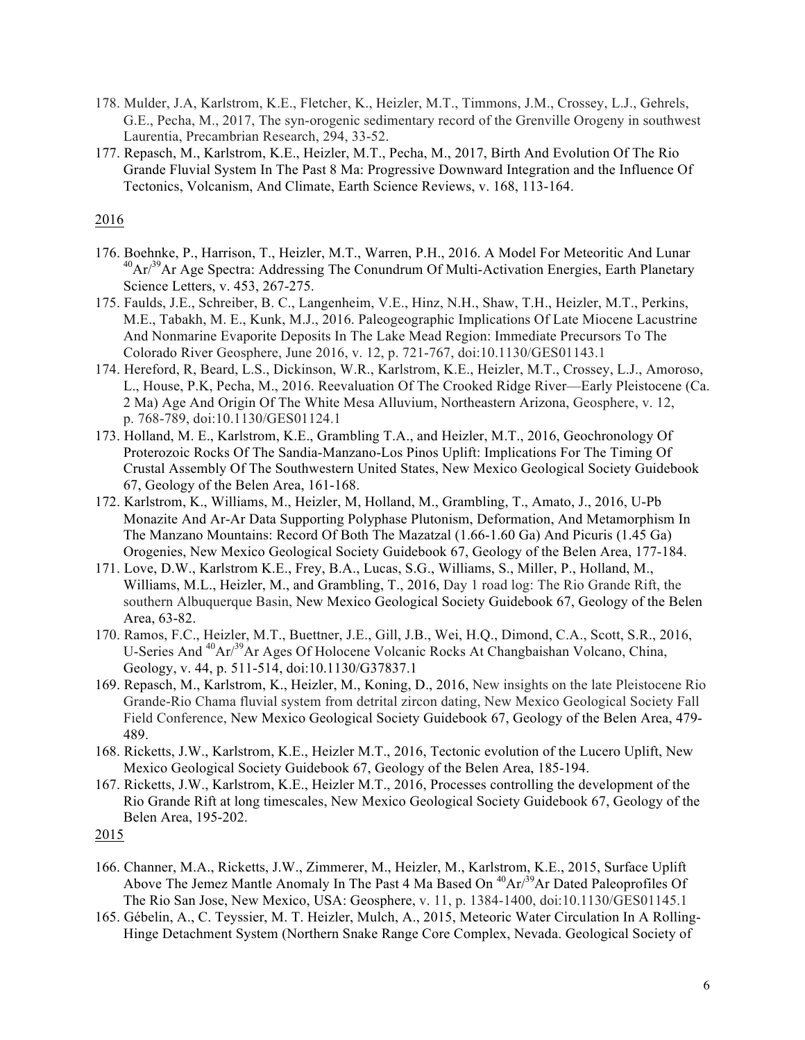178. Mulder, J.A, Karlstrom, K.E., Fletcher, K., Heizler, M.T., Timmons, J.M., Crossey, L.J., Gehrels, G.E., Pecha, M., 2017, The syn-orogenic sedimentary record of the Grenville Orogeny in southwest Laurentia, Precambrian Research, 294, 33-52.
177. Repasch, M., Karlstrom, K.E., Heizler, M.T., Pecha, M., 2017, Birth And Evolution Of The Rio Grande Fluvial System In The Past 8 Ma: Progressive Downward Integration and the Influence Of Tectonics, Volcanism, And Climate, Earth Science Reviews, v. 168, 113-164.

2016

176. Boehnke, P., Harrison, T., Heizler, M.T., Warren, P.H., 2016. A Model For Meteoritic And Lunar $^{40}Ar/^{39}Ar$ Age Spectra: Addressing The Conundrum Of Multi-Activation Energies, Earth Planetary Science Letters, v. 453, 267-275.
175. Faulds, J.E., Schreiber, B. C., Langenheim, V.E., Hinz, N.H., Shaw, T.H., Heizler, M.T., Perkins, M.E., Tabakh, M. E., Kunk, M.J., 2016. Paleogeographic Implications Of Late Miocene Lacustrine And Nonmarine Evaporite Deposits In The Lake Mead Region: Immediate Precursors To The Colorado River Geosphere, June 2016, v. 12, p. 721-767, doi:10.1130/GES01143.1
174. Hereford, R, Beard, L.S., Dickinson, W.R., Karlstrom, K.E., Heizler, M.T., Crossey, L.J., Amoroso, L., House, P.K, Pecha, M., 2016. Reevaluation Of The Crooked Ridge River—Early Pleistocene (Ca. 2 Ma) Age And Origin Of The White Mesa Alluvium, Northeastern Arizona, Geosphere, v. 12, p. 768-789, doi:10.1130/GES01124.1
173. Holland, M. E., Karlstrom, K.E., Grambling T.A., and Heizler, M.T., 2016, Geochronology Of Proterozoic Rocks Of The Sandia-Manzano-Los Pinos Uplift: Implications For The Timing Of Crustal Assembly Of The Southwestern United States, New Mexico Geological Society Guidebook 67, Geology of the Belen Area, 161-168.
172. Karlstrom, K., Williams, M., Heizler, M, Holland, M., Grambling, T., Amato, J., 2016, U-Pb Monazite And Ar-Ar Data Supporting Polyphase Plutonism, Deformation, And Metamorphism In The Manzano Mountains: Record Of Both The Mazatzal (1.66-1.60 Ga) And Picuris (1.45 Ga) Orogenies, New Mexico Geological Society Guidebook 67, Geology of the Belen Area, 177-184.
171. Love, D.W., Karlstrom K.E., Frey, B.A., Lucas, S.G., Williams, S., Miller, P., Holland, M., Williams, M.L., Heizler, M., and Grambling, T., 2016, Day 1 road log: The Rio Grande Rift, the southern Albuquerque Basin, New Mexico Geological Society Guidebook 67, Geology of the Belen Area, 63-82.
170. Ramos, F.C., Heizler, M.T., Buettner, J.E., Gill, J.B., Wei, H.Q., Dimond, C.A., Scott, S.R., 2016, U-Series And $^{40}Ar/^{39}Ar$ Ages Of Holocene Volcanic Rocks At Changbaishan Volcano, China, Geology, v. 44, p. 511-514, doi:10.1130/G37837.1
169. Repasch, M., Karlstrom, K., Heizler, M., Koning, D., 2016, New insights on the late Pleistocene Rio Grande-Rio Chama fluvial system from detrital zircon dating, New Mexico Geological Society Fall Field Conference, New Mexico Geological Society Guidebook 67, Geology of the Belen Area, 479-489.
168. Ricketts, J.W., Karlstrom, K.E., Heizler M.T., 2016, Tectonic evolution of the Lucero Uplift, New Mexico Geological Society Guidebook 67, Geology of the Belen Area, 185-194.
167. Ricketts, J.W., Karlstrom, K.E., Heizler M.T., 2016, Processes controlling the development of the Rio Grande Rift at long timescales, New Mexico Geological Society Guidebook 67, Geology of the Belen Area, 195-202.

2015

166. Channer, M.A., Ricketts, J.W., Zimmerer, M., Heizler, M., Karlstrom, K.E., 2015, Surface Uplift Above The Jemez Mantle Anomaly In The Past 4 Ma Based On $^{40}Ar/^{39}Ar$ Dated Paleoprofiles Of The Rio San Jose, New Mexico, USA: Geosphere, v. 11, p. 1384-1400, doi:10.1130/GES01145.1
165. Gébelin, A., C. Teyssier, M. T. Heizler, Mulch, A., 2015, Meteoric Water Circulation In A Rolling-Hinge Detachment System (Northern Snake Range Core Complex, Nevada. Geological Society of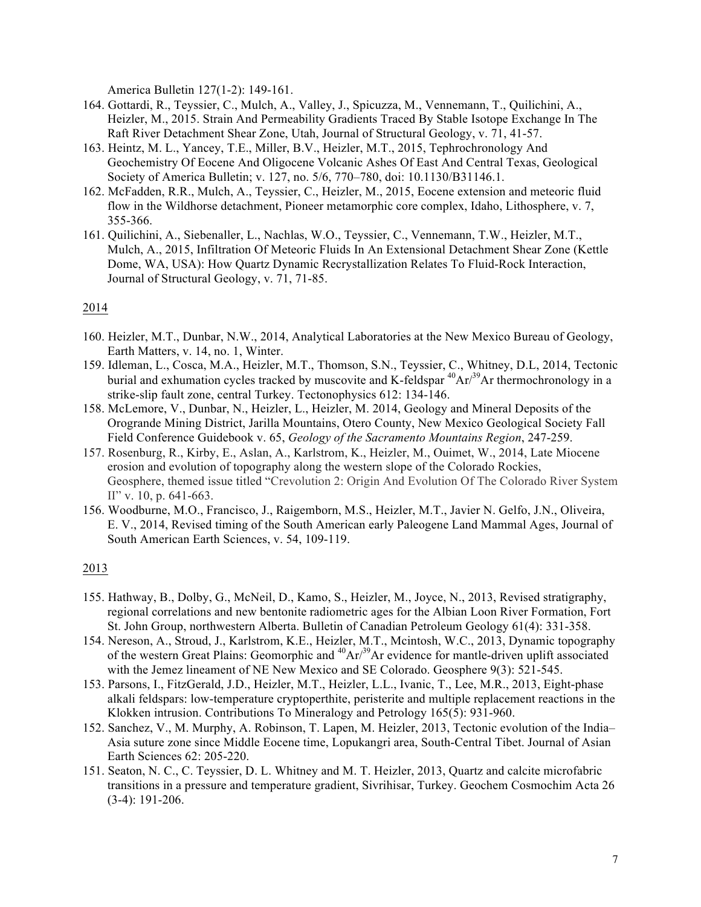America Bulletin 127(1-2): 149-161.

164. Gottardi, R., Teyssier, C., Mulch, A., Valley, J., Spicuzza, M., Vennemann, T., Quilichini, A., Heizler, M., 2015. Strain And Permeability Gradients Traced By Stable Isotope Exchange In The Raft River Detachment Shear Zone, Utah, Journal of Structural Geology, v. 71, 41-57.
163. Heintz, M. L., Yancey, T.E., Miller, B.V., Heizler, M.T., 2015, Tephrochronology And Geochemistry Of Eocene And Oligocene Volcanic Ashes Of East And Central Texas, Geological Society of America Bulletin; v. 127, no. 5/6, 770–780, doi: 10.1130/B31146.1.
162. McFadden, R.R., Mulch, A., Teyssier, C., Heizler, M., 2015, Eocene extension and meteoric fluid flow in the Wildhorse detachment, Pioneer metamorphic core complex, Idaho, Lithosphere, v. 7, 355-366.
161. Quilichini, A., Siebenaller, L., Nachlas, W.O., Teyssier, C., Vennemann, T.W., Heizler, M.T., Mulch, A., 2015, Infiltration Of Meteoric Fluids In An Extensional Detachment Shear Zone (Kettle Dome, WA, USA): How Quartz Dynamic Recrystallization Relates To Fluid-Rock Interaction, Journal of Structural Geology, v. 71, 71-85.

2014

160. Heizler, M.T., Dunbar, N.W., 2014, Analytical Laboratories at the New Mexico Bureau of Geology, Earth Matters, v. 14, no. 1, Winter.
159. Idleman, L., Cosca, M.A., Heizler, M.T., Thomson, S.N., Teyssier, C., Whitney, D.L, 2014, Tectonic burial and exhumation cycles tracked by muscovite and K-feldspar $^{40}Ar/^{39}Ar$ thermochronology in a strike-slip fault zone, central Turkey. Tectonophysics 612: 134-146.
158. McLemore, V., Dunbar, N., Heizler, L., Heizler, M. 2014, Geology and Mineral Deposits of the Orogrande Mining District, Jarilla Mountains, Otero County, New Mexico Geological Society Fall Field Conference Guidebook v. 65, *Geology of the Sacramento Mountains Region*, 247-259.
157. Rosenburg, R., Kirby, E., Aslan, A., Karlstrom, K., Heizler, M., Ouimet, W., 2014, Late Miocene erosion and evolution of topography along the western slope of the Colorado Rockies, Geosphere, themed issue titled "Crevolution 2: Origin And Evolution Of The Colorado River System II" v. 10, p. 641-663.
156. Woodburne, M.O., Francisco, J., Raigemborn, M.S., Heizler, M.T., Javier N. Gelfo, J.N., Oliveira, E. V., 2014, Revised timing of the South American early Paleogene Land Mammal Ages, Journal of South American Earth Sciences, v. 54, 109-119.

2013

155. Hathway, B., Dolby, G., McNeil, D., Kamo, S., Heizler, M., Joyce, N., 2013, Revised stratigraphy, regional correlations and new bentonite radiometric ages for the Albian Loon River Formation, Fort St. John Group, northwestern Alberta. Bulletin of Canadian Petroleum Geology 61(4): 331-358.
154. Nereson, A., Stroud, J., Karlstrom, K.E., Heizler, M.T., Mcintosh, W.C., 2013, Dynamic topography of the western Great Plains: Geomorphic and $^{40}Ar/^{39}Ar$ evidence for mantle-driven uplift associated with the Jemez lineament of NE New Mexico and SE Colorado. Geosphere 9(3): 521-545.
153. Parsons, I., FitzGerald, J.D., Heizler, M.T., Heizler, L.L., Ivanic, T., Lee, M.R., 2013, Eight-phase alkali feldspars: low-temperature cryptoperthite, peristerite and multiple replacement reactions in the Klokken intrusion. Contributions To Mineralogy and Petrology 165(5): 931-960.
152. Sanchez, V., M. Murphy, A. Robinson, T. Lapen, M. Heizler, 2013, Tectonic evolution of the India–Asia suture zone since Middle Eocene time, Lopukangri area, South-Central Tibet. Journal of Asian Earth Sciences 62: 205-220.
151. Seaton, N. C., C. Teyssier, D. L. Whitney and M. T. Heizler, 2013, Quartz and calcite microfabric transitions in a pressure and temperature gradient, Sivrihisar, Turkey. Geochem Cosmochim Acta 26 (3-4): 191-206.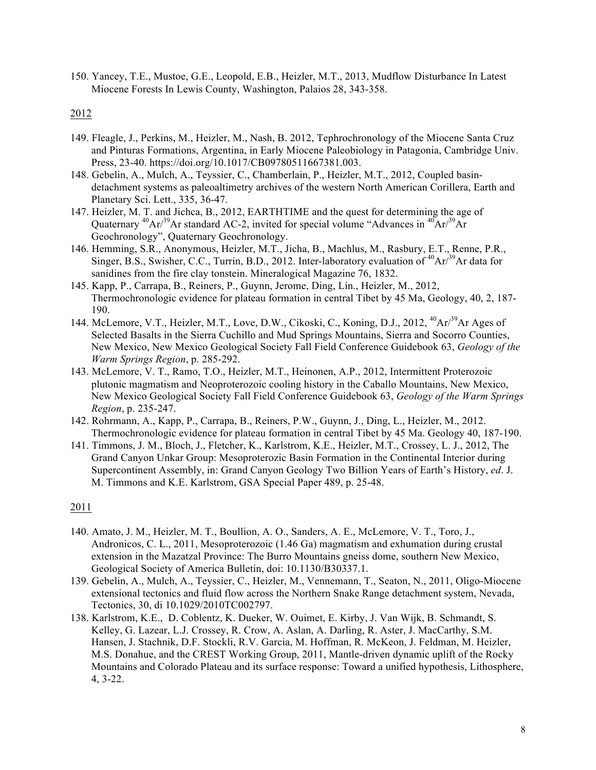150. Yancey, T.E., Mustoe, G.E., Leopold, E.B., Heizler, M.T., 2013, Mudflow Disturbance In Latest Miocene Forests In Lewis County, Washington, Palaios 28, 343-358.

2012

149. Fleagle, J., Perkins, M., Heizler, M., Nash, B. 2012, Tephrochronology of the Miocene Santa Cruz and Pinturas Formations, Argentina, in Early Miocene Paleobiology in Patagonia, Cambridge Univ. Press, 23-40. https://doi.org/10.1017/CB09780511667381.003.
148. Gebelin, A., Mulch, A., Teyssier, C., Chamberlain, P., Heizler, M.T., 2012, Coupled basin-detachment systems as paleoaltimetry archives of the western North American Corillera, Earth and Planetary Sci. Lett., 335, 36-47.
147. Heizler, M. T. and Jichca, B., 2012, EARTHTIME and the quest for determining the age of Quaternary $^{40}Ar/^{39}Ar$ standard AC-2, invited for special volume "Advances in $^{40}Ar/^{39}Ar$ Geochronology", Quaternary Geochronology.
146. Hemming, S.R., Anonymous, Heizler, M.T., Jicha, B., Machlus, M., Rasbury, E.T., Renne, P.R., Singer, B.S., Swisher, C.C., Turrin, B.D., 2012. Inter-laboratory evaluation of $^{40}Ar/^{39}Ar$ data for sanidines from the fire clay tonstein. Mineralogical Magazine 76, 1832.
145. Kapp, P., Carrapa, B., Reiners, P., Guynn, Jerome, Ding, Lin., Heizler, M., 2012, Thermochronologic evidence for plateau formation in central Tibet by 45 Ma, Geology, 40, 2, 187-190.
144. McLemore, V.T., Heizler, M.T., Love, D.W., Cikoski, C., Koning, D.J., 2012, $^{40}Ar/^{39}Ar$ Ages of Selected Basalts in the Sierra Cuchillo and Mud Springs Mountains, Sierra and Socorro Counties, New Mexico, New Mexico Geological Society Fall Field Conference Guidebook 63, *Geology of the Warm Springs Region*, p. 285-292.
143. McLemore, V. T., Ramo, T.O., Heizler, M.T., Heinonen, A.P., 2012, Intermittent Proterozoic plutonic magmatism and Neoproterozoic cooling history in the Caballo Mountains, New Mexico, New Mexico Geological Society Fall Field Conference Guidebook 63, *Geology of the Warm Springs Region*, p. 235-247.
142. Rohrmann, A., Kapp, P., Carrapa, B., Reiners, P.W., Guynn, J., Ding, L., Heizler, M., 2012. Thermochronologic evidence for plateau formation in central Tibet by 45 Ma. Geology 40, 187-190.
141. Timmons, J. M., Bloch, J., Fletcher, K., Karlstrom, K.E., Heizler, M.T., Crossey, L. J., 2012, The Grand Canyon Unkar Group: Mesoproterozic Basin Formation in the Continental Interior during Supercontinent Assembly, in: Grand Canyon Geology Two Billion Years of Earth's History, *ed*. J. M. Timmons and K.E. Karlstrom, GSA Special Paper 489, p. 25-48.

2011

140. Amato, J. M., Heizler, M. T., Boullion, A. O., Sanders, A. E., McLemore, V. T., Toro, J., Andronicos, C. L., 2011, Mesoproterozoic (1.46 Ga) magmatism and exhumation during crustal extension in the Mazatzal Province: The Burro Mountains gneiss dome, southern New Mexico, Geological Society of America Bulletin, doi: 10.1130/B30337.1.
139. Gebelin, A., Mulch, A., Teyssier, C., Heizler, M., Vennemann, T., Seaton, N., 2011, Oligo-Miocene extensional tectonics and fluid flow across the Northern Snake Range detachment system, Nevada, Tectonics, 30, di 10.1029/2010TC002797.
138. Karlstrom, K.E., D. Coblentz, K. Dueker, W. Ouimet, E. Kirby, J. Van Wijk, B. Schmandt, S. Kelley, G. Lazear, L.J. Crossey, R. Crow, A. Aslan, A. Darling, R. Aster, J. MacCarthy, S.M. Hansen, J. Stachnik, D.F. Stockli, R.V. Garcia, M. Hoffman, R. McKeon, J. Feldman, M. Heizler, M.S. Donahue, and the CREST Working Group, 2011, Mantle-driven dynamic uplift of the Rocky Mountains and Colorado Plateau and its surface response: Toward a unified hypothesis, Lithosphere, 4, 3-22.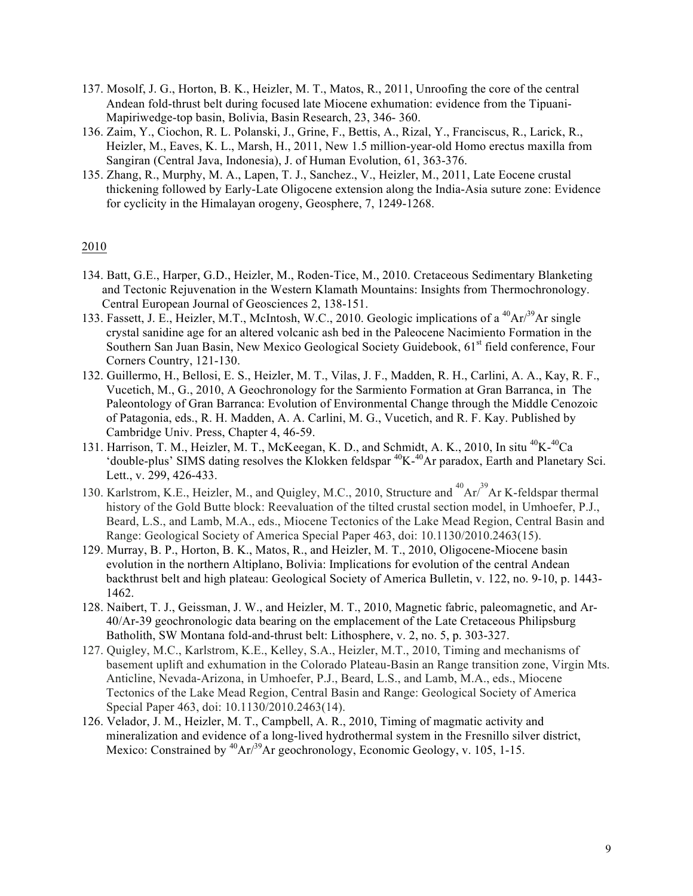137. Mosolf, J. G., Horton, B. K., Heizler, M. T., Matos, R., 2011, Unroofing the core of the central Andean fold-thrust belt during focused late Miocene exhumation: evidence from the Tipuani-Mapiriwedge-top basin, Bolivia, Basin Research, 23, 346- 360.
136. Zaim, Y., Ciochon, R. L. Polanski, J., Grine, F., Bettis, A., Rizal, Y., Franciscus, R., Larick, R., Heizler, M., Eaves, K. L., Marsh, H., 2011, New 1.5 million-year-old Homo erectus maxilla from Sangiran (Central Java, Indonesia), J. of Human Evolution, 61, 363-376.
135. Zhang, R., Murphy, M. A., Lapen, T. J., Sanchez., V., Heizler, M., 2011, Late Eocene crustal thickening followed by Early-Late Oligocene extension along the India-Asia suture zone: Evidence for cyclicity in the Himalayan orogeny, Geosphere, 7, 1249-1268.

2010

134. Batt, G.E., Harper, G.D., Heizler, M., Roden-Tice, M., 2010. Cretaceous Sedimentary Blanketing and Tectonic Rejuvenation in the Western Klamath Mountains: Insights from Thermochronology. Central European Journal of Geosciences 2, 138-151.
133. Fassett, J. E., Heizler, M.T., McIntosh, W.C., 2010. Geologic implications of a $^{40}Ar/^{39}Ar$ single crystal sanidine age for an altered volcanic ash bed in the Paleocene Nacimiento Formation in the Southern San Juan Basin, New Mexico Geological Society Guidebook, 61st field conference, Four Corners Country, 121-130.
132. Guillermo, H., Bellosi, E. S., Heizler, M. T., Vilas, J. F., Madden, R. H., Carlini, A. A., Kay, R. F., Vucetich, M., G., 2010, A Geochronology for the Sarmiento Formation at Gran Barranca, in The Paleontology of Gran Barranca: Evolution of Environmental Change through the Middle Cenozoic of Patagonia, eds., R. H. Madden, A. A. Carlini, M. G., Vucetich, and R. F. Kay. Published by Cambridge Univ. Press, Chapter 4, 46-59.
131. Harrison, T. M., Heizler, M. T., McKeegan, K. D., and Schmidt, A. K., 2010, In situ $^{40}K$-$^{40}Ca$ 'double-plus' SIMS dating resolves the Klokken feldspar $^{40}K$-$^{40}Ar$ paradox, Earth and Planetary Sci. Lett., v. 299, 426-433.
130. Karlstrom, K.E., Heizler, M., and Quigley, M.C., 2010, Structure and $^{40}Ar/^{39}Ar$ K-feldspar thermal history of the Gold Butte block: Reevaluation of the tilted crustal section model, in Umhoefer, P.J., Beard, L.S., and Lamb, M.A., eds., Miocene Tectonics of the Lake Mead Region, Central Basin and Range: Geological Society of America Special Paper 463, doi: 10.1130/2010.2463(15).
129. Murray, B. P., Horton, B. K., Matos, R., and Heizler, M. T., 2010, Oligocene-Miocene basin evolution in the northern Altiplano, Bolivia: Implications for evolution of the central Andean backthrust belt and high plateau: Geological Society of America Bulletin, v. 122, no. 9-10, p. 1443-1462.
128. Naibert, T. J., Geissman, J. W., and Heizler, M. T., 2010, Magnetic fabric, paleomagnetic, and Ar-40/Ar-39 geochronologic data bearing on the emplacement of the Late Cretaceous Philipsburg Batholith, SW Montana fold-and-thrust belt: Lithosphere, v. 2, no. 5, p. 303-327.
127. Quigley, M.C., Karlstrom, K.E., Kelley, S.A., Heizler, M.T., 2010, Timing and mechanisms of basement uplift and exhumation in the Colorado Plateau-Basin an Range transition zone, Virgin Mts. Anticline, Nevada-Arizona, in Umhoefer, P.J., Beard, L.S., and Lamb, M.A., eds., Miocene Tectonics of the Lake Mead Region, Central Basin and Range: Geological Society of America Special Paper 463, doi: 10.1130/2010.2463(14).
126. Velador, J. M., Heizler, M. T., Campbell, A. R., 2010, Timing of magmatic activity and mineralization and evidence of a long-lived hydrothermal system in the Fresnillo silver district, Mexico: Constrained by $^{40}Ar/^{39}Ar$ geochronology, Economic Geology, v. 105, 1-15.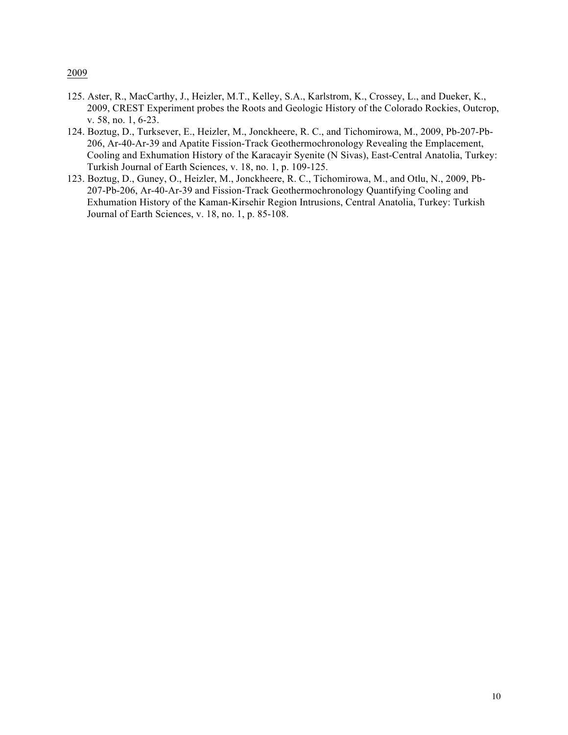2009

125. Aster, R., MacCarthy, J., Heizler, M.T., Kelley, S.A., Karlstrom, K., Crossey, L., and Dueker, K., 2009, CREST Experiment probes the Roots and Geologic History of the Colorado Rockies, Outcrop, v. 58, no. 1, 6-23.
124. Boztug, D., Turksever, E., Heizler, M., Jonckheere, R. C., and Tichomirowa, M., 2009, Pb-207-Pb-206, Ar-40-Ar-39 and Apatite Fission-Track Geothermochronology Revealing the Emplacement, Cooling and Exhumation History of the Karacayir Syenite (N Sivas), East-Central Anatolia, Turkey: Turkish Journal of Earth Sciences, v. 18, no. 1, p. 109-125.
123. Boztug, D., Guney, O., Heizler, M., Jonckheere, R. C., Tichomirowa, M., and Otlu, N., 2009, Pb-207-Pb-206, Ar-40-Ar-39 and Fission-Track Geothermochronology Quantifying Cooling and Exhumation History of the Kaman-Kirsehir Region Intrusions, Central Anatolia, Turkey: Turkish Journal of Earth Sciences, v. 18, no. 1, p. 85-108.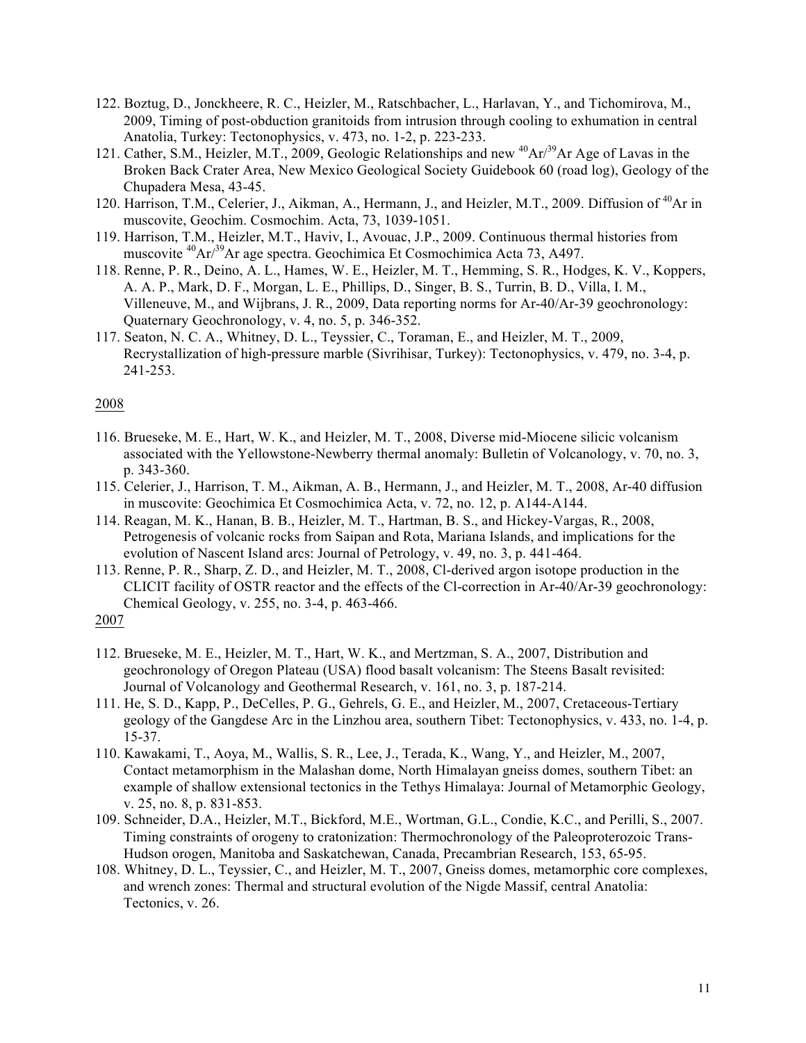122. Boztug, D., Jonckheere, R. C., Heizler, M., Ratschbacher, L., Harlavan, Y., and Tichomirova, M., 2009, Timing of post-obduction granitoids from intrusion through cooling to exhumation in central Anatolia, Turkey: Tectonophysics, v. 473, no. 1-2, p. 223-233.
121. Cather, S.M., Heizler, M.T., 2009, Geologic Relationships and new $^{40}Ar/^{39}Ar$ Age of Lavas in the Broken Back Crater Area, New Mexico Geological Society Guidebook 60 (road log), Geology of the Chupadera Mesa, 43-45.
120. Harrison, T.M., Celerier, J., Aikman, A., Hermann, J., and Heizler, M.T., 2009. Diffusion of $^{40}Ar$ in muscovite, Geochim. Cosmochim. Acta, 73, 1039-1051.
119. Harrison, T.M., Heizler, M.T., Haviv, I., Avouac, J.P., 2009. Continuous thermal histories from muscovite $^{40}Ar/^{39}Ar$ age spectra. Geochimica Et Cosmochimica Acta 73, A497.
118. Renne, P. R., Deino, A. L., Hames, W. E., Heizler, M. T., Hemming, S. R., Hodges, K. V., Koppers, A. A. P., Mark, D. F., Morgan, L. E., Phillips, D., Singer, B. S., Turrin, B. D., Villa, I. M., Villeneuve, M., and Wijbrans, J. R., 2009, Data reporting norms for Ar-40/Ar-39 geochronology: Quaternary Geochronology, v. 4, no. 5, p. 346-352.
117. Seaton, N. C. A., Whitney, D. L., Teyssier, C., Toraman, E., and Heizler, M. T., 2009, Recrystallization of high-pressure marble (Sivrihisar, Turkey): Tectonophysics, v. 479, no. 3-4, p. 241-253.

2008

116. Brueseke, M. E., Hart, W. K., and Heizler, M. T., 2008, Diverse mid-Miocene silicic volcanism associated with the Yellowstone-Newberry thermal anomaly: Bulletin of Volcanology, v. 70, no. 3, p. 343-360.
115. Celerier, J., Harrison, T. M., Aikman, A. B., Hermann, J., and Heizler, M. T., 2008, Ar-40 diffusion in muscovite: Geochimica Et Cosmochimica Acta, v. 72, no. 12, p. A144-A144.
114. Reagan, M. K., Hanan, B. B., Heizler, M. T., Hartman, B. S., and Hickey-Vargas, R., 2008, Petrogenesis of volcanic rocks from Saipan and Rota, Mariana Islands, and implications for the evolution of Nascent Island arcs: Journal of Petrology, v. 49, no. 3, p. 441-464.
113. Renne, P. R., Sharp, Z. D., and Heizler, M. T., 2008, Cl-derived argon isotope production in the CLICIT facility of OSTR reactor and the effects of the Cl-correction in Ar-40/Ar-39 geochronology: Chemical Geology, v. 255, no. 3-4, p. 463-466.

2007

112. Brueseke, M. E., Heizler, M. T., Hart, W. K., and Mertzman, S. A., 2007, Distribution and geochronology of Oregon Plateau (USA) flood basalt volcanism: The Steens Basalt revisited: Journal of Volcanology and Geothermal Research, v. 161, no. 3, p. 187-214.
111. He, S. D., Kapp, P., DeCelles, P. G., Gehrels, G. E., and Heizler, M., 2007, Cretaceous-Tertiary geology of the Gangdese Arc in the Linzhou area, southern Tibet: Tectonophysics, v. 433, no. 1-4, p. 15-37.
110. Kawakami, T., Aoya, M., Wallis, S. R., Lee, J., Terada, K., Wang, Y., and Heizler, M., 2007, Contact metamorphism in the Malashan dome, North Himalayan gneiss domes, southern Tibet: an example of shallow extensional tectonics in the Tethys Himalaya: Journal of Metamorphic Geology, v. 25, no. 8, p. 831-853.
109. Schneider, D.A., Heizler, M.T., Bickford, M.E., Wortman, G.L., Condie, K.C., and Perilli, S., 2007. Timing constraints of orogeny to cratonization: Thermochronology of the Paleoproterozoic Trans-Hudson orogen, Manitoba and Saskatchewan, Canada, Precambrian Research, 153, 65-95.
108. Whitney, D. L., Teyssier, C., and Heizler, M. T., 2007, Gneiss domes, metamorphic core complexes, and wrench zones: Thermal and structural evolution of the Nigde Massif, central Anatolia: Tectonics, v. 26.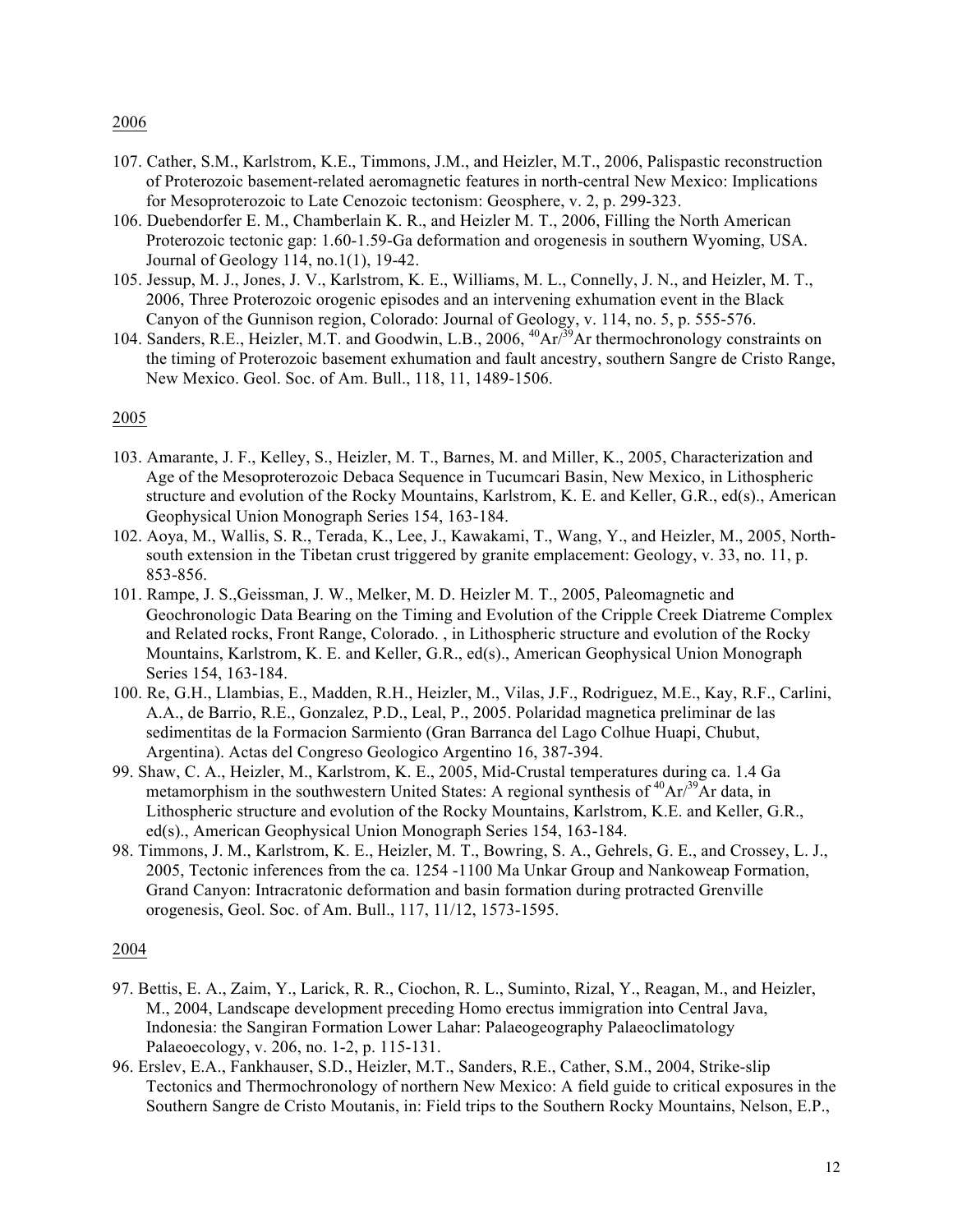## 2006

107. Cather, S.M., Karlstrom, K.E., Timmons, J.M., and Heizler, M.T., 2006, Palispastic reconstruction of Proterozoic basement-related aeromagnetic features in north-central New Mexico: Implications for Mesoproterozoic to Late Cenozoic tectonism: Geosphere, v. 2, p. 299-323.
106. Duebendorfer E. M., Chamberlain K. R., and Heizler M. T., 2006, Filling the North American Proterozoic tectonic gap: 1.60-1.59-Ga deformation and orogenesis in southern Wyoming, USA. Journal of Geology 114, no.1(1), 19-42.
105. Jessup, M. J., Jones, J. V., Karlstrom, K. E., Williams, M. L., Connelly, J. N., and Heizler, M. T., 2006, Three Proterozoic orogenic episodes and an intervening exhumation event in the Black Canyon of the Gunnison region, Colorado: Journal of Geology, v. 114, no. 5, p. 555-576.
104. Sanders, R.E., Heizler, M.T. and Goodwin, L.B., 2006, $^{40}Ar/^{39}Ar$ thermochronology constraints on the timing of Proterozoic basement exhumation and fault ancestry, southern Sangre de Cristo Range, New Mexico. Geol. Soc. of Am. Bull., 118, 11, 1489-1506.

## 2005

103. Amarante, J. F., Kelley, S., Heizler, M. T., Barnes, M. and Miller, K., 2005, Characterization and Age of the Mesoproterozoic Debaca Sequence in Tucumcari Basin, New Mexico, in Lithospheric structure and evolution of the Rocky Mountains, Karlstrom, K. E. and Keller, G.R., ed(s)., American Geophysical Union Monograph Series 154, 163-184.
102. Aoya, M., Wallis, S. R., Terada, K., Lee, J., Kawakami, T., Wang, Y., and Heizler, M., 2005, North-south extension in the Tibetan crust triggered by granite emplacement: Geology, v. 33, no. 11, p. 853-856.
101. Rampe, J. S.,Geissman, J. W., Melker, M. D. Heizler M. T., 2005, Paleomagnetic and Geochronologic Data Bearing on the Timing and Evolution of the Cripple Creek Diatreme Complex and Related rocks, Front Range, Colorado. , in Lithospheric structure and evolution of the Rocky Mountains, Karlstrom, K. E. and Keller, G.R., ed(s)., American Geophysical Union Monograph Series 154, 163-184.
100. Re, G.H., Llambias, E., Madden, R.H., Heizler, M., Vilas, J.F., Rodriguez, M.E., Kay, R.F., Carlini, A.A., de Barrio, R.E., Gonzalez, P.D., Leal, P., 2005. Polaridad magnetica preliminar de las sedimentitas de la Formacion Sarmiento (Gran Barranca del Lago Colhue Huapi, Chubut, Argentina). Actas del Congreso Geologico Argentino 16, 387-394.
99. Shaw, C. A., Heizler, M., Karlstrom, K. E., 2005, Mid-Crustal temperatures during ca. 1.4 Ga metamorphism in the southwestern United States: A regional synthesis of $^{40}Ar/^{39}Ar$ data, in Lithospheric structure and evolution of the Rocky Mountains, Karlstrom, K.E. and Keller, G.R., ed(s)., American Geophysical Union Monograph Series 154, 163-184.
98. Timmons, J. M., Karlstrom, K. E., Heizler, M. T., Bowring, S. A., Gehrels, G. E., and Crossey, L. J., 2005, Tectonic inferences from the ca. 1254 -1100 Ma Unkar Group and Nankoweap Formation, Grand Canyon: Intracratonic deformation and basin formation during protracted Grenville orogenesis, Geol. Soc. of Am. Bull., 117, 11/12, 1573-1595.

## 2004

97. Bettis, E. A., Zaim, Y., Larick, R. R., Ciochon, R. L., Suminto, Rizal, Y., Reagan, M., and Heizler, M., 2004, Landscape development preceding Homo erectus immigration into Central Java, Indonesia: the Sangiran Formation Lower Lahar: Palaeogeography Palaeoclimatology Palaeoecology, v. 206, no. 1-2, p. 115-131.
96. Erslev, E.A., Fankhauser, S.D., Heizler, M.T., Sanders, R.E., Cather, S.M., 2004, Strike-slip Tectonics and Thermochronology of northern New Mexico: A field guide to critical exposures in the Southern Sangre de Cristo Moutanis, in: Field trips to the Southern Rocky Mountains, Nelson, E.P.,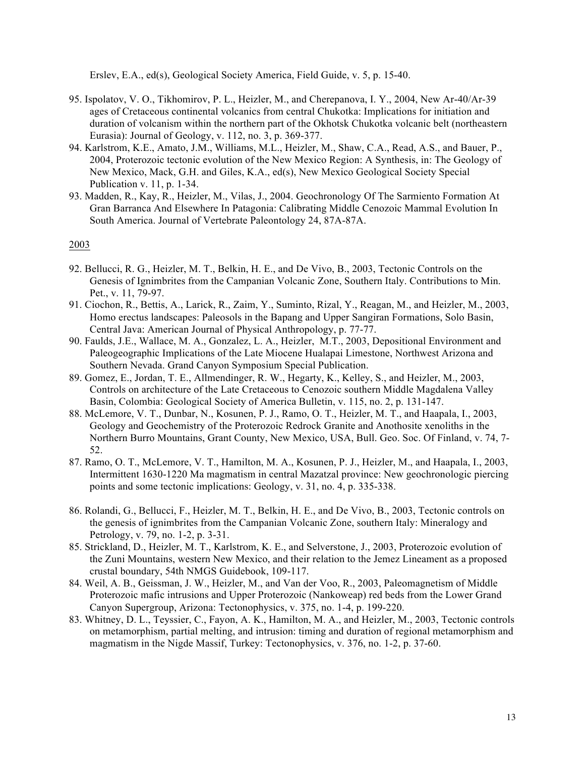Erslev, E.A., ed(s), Geological Society America, Field Guide, v. 5, p. 15-40.

95. Ispolatov, V. O., Tikhomirov, P. L., Heizler, M., and Cherepanova, I. Y., 2004, New Ar-40/Ar-39 ages of Cretaceous continental volcanics from central Chukotka: Implications for initiation and duration of volcanism within the northern part of the Okhotsk Chukotka volcanic belt (northeastern Eurasia): Journal of Geology, v. 112, no. 3, p. 369-377.
94. Karlstrom, K.E., Amato, J.M., Williams, M.L., Heizler, M., Shaw, C.A., Read, A.S., and Bauer, P., 2004, Proterozoic tectonic evolution of the New Mexico Region: A Synthesis, in: The Geology of New Mexico, Mack, G.H. and Giles, K.A., ed(s), New Mexico Geological Society Special Publication v. 11, p. 1-34.
93. Madden, R., Kay, R., Heizler, M., Vilas, J., 2004. Geochronology Of The Sarmiento Formation At Gran Barranca And Elsewhere In Patagonia: Calibrating Middle Cenozoic Mammal Evolution In South America. Journal of Vertebrate Paleontology 24, 87A-87A.

2003

92. Bellucci, R. G., Heizler, M. T., Belkin, H. E., and De Vivo, B., 2003, Tectonic Controls on the Genesis of Ignimbrites from the Campanian Volcanic Zone, Southern Italy. Contributions to Min. Pet., v. 11, 79-97.
91. Ciochon, R., Bettis, A., Larick, R., Zaim, Y., Suminto, Rizal, Y., Reagan, M., and Heizler, M., 2003, Homo erectus landscapes: Paleosols in the Bapang and Upper Sangiran Formations, Solo Basin, Central Java: American Journal of Physical Anthropology, p. 77-77.
90. Faulds, J.E., Wallace, M. A., Gonzalez, L. A., Heizler, M.T., 2003, Depositional Environment and Paleogeographic Implications of the Late Miocene Hualapai Limestone, Northwest Arizona and Southern Nevada. Grand Canyon Symposium Special Publication.
89. Gomez, E., Jordan, T. E., Allmendinger, R. W., Hegarty, K., Kelley, S., and Heizler, M., 2003, Controls on architecture of the Late Cretaceous to Cenozoic southern Middle Magdalena Valley Basin, Colombia: Geological Society of America Bulletin, v. 115, no. 2, p. 131-147.
88. McLemore, V. T., Dunbar, N., Kosunen, P. J., Ramo, O. T., Heizler, M. T., and Haapala, I., 2003, Geology and Geochemistry of the Proterozoic Redrock Granite and Anothosite xenoliths in the Northern Burro Mountains, Grant County, New Mexico, USA, Bull. Geo. Soc. Of Finland, v. 74, 7-52.
87. Ramo, O. T., McLemore, V. T., Hamilton, M. A., Kosunen, P. J., Heizler, M., and Haapala, I., 2003, Intermittent 1630-1220 Ma magmatism in central Mazatzal province: New geochronologic piercing points and some tectonic implications: Geology, v. 31, no. 4, p. 335-338.
86. Rolandi, G., Bellucci, F., Heizler, M. T., Belkin, H. E., and De Vivo, B., 2003, Tectonic controls on the genesis of ignimbrites from the Campanian Volcanic Zone, southern Italy: Mineralogy and Petrology, v. 79, no. 1-2, p. 3-31.
85. Strickland, D., Heizler, M. T., Karlstrom, K. E., and Selverstone, J., 2003, Proterozoic evolution of the Zuni Mountains, western New Mexico, and their relation to the Jemez Lineament as a proposed crustal boundary, 54th NMGS Guidebook, 109-117.
84. Weil, A. B., Geissman, J. W., Heizler, M., and Van der Voo, R., 2003, Paleomagnetism of Middle Proterozoic mafic intrusions and Upper Proterozoic (Nankoweap) red beds from the Lower Grand Canyon Supergroup, Arizona: Tectonophysics, v. 375, no. 1-4, p. 199-220.
83. Whitney, D. L., Teyssier, C., Fayon, A. K., Hamilton, M. A., and Heizler, M., 2003, Tectonic controls on metamorphism, partial melting, and intrusion: timing and duration of regional metamorphism and magmatism in the Nigde Massif, Turkey: Tectonophysics, v. 376, no. 1-2, p. 37-60.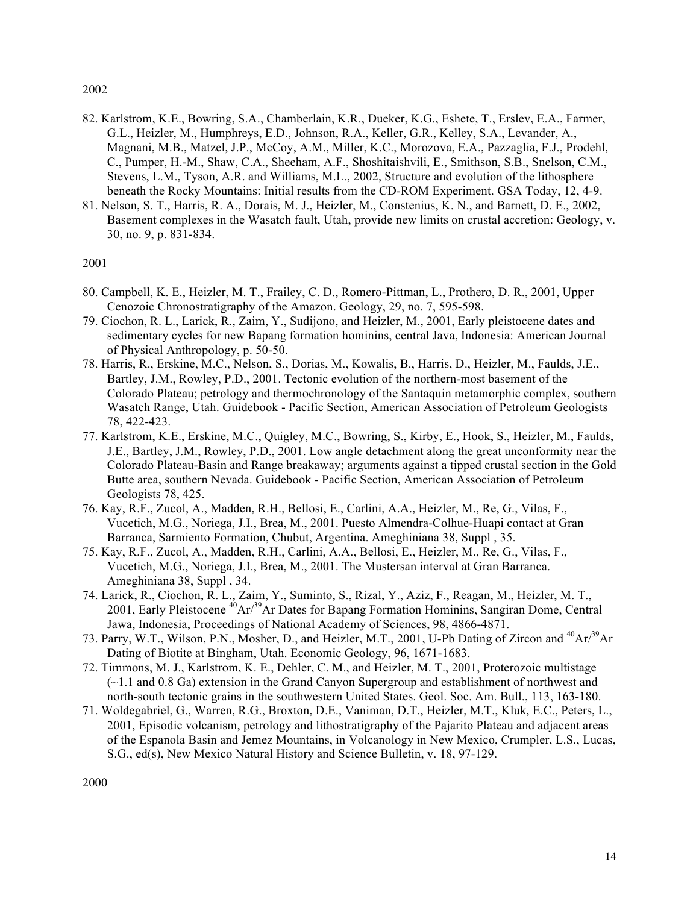2002

82. Karlstrom, K.E., Bowring, S.A., Chamberlain, K.R., Dueker, K.G., Eshete, T., Erslev, E.A., Farmer, G.L., Heizler, M., Humphreys, E.D., Johnson, R.A., Keller, G.R., Kelley, S.A., Levander, A., Magnani, M.B., Matzel, J.P., McCoy, A.M., Miller, K.C., Morozova, E.A., Pazzaglia, F.J., Prodehl, C., Pumper, H.-M., Shaw, C.A., Sheeham, A.F., Shoshitaishvili, E., Smithson, S.B., Snelson, C.M., Stevens, L.M., Tyson, A.R. and Williams, M.L., 2002, Structure and evolution of the lithosphere beneath the Rocky Mountains: Initial results from the CD-ROM Experiment. GSA Today, 12, 4-9.
81. Nelson, S. T., Harris, R. A., Dorais, M. J., Heizler, M., Constenius, K. N., and Barnett, D. E., 2002, Basement complexes in the Wasatch fault, Utah, provide new limits on crustal accretion: Geology, v. 30, no. 9, p. 831-834.

2001

80. Campbell, K. E., Heizler, M. T., Frailey, C. D., Romero-Pittman, L., Prothero, D. R., 2001, Upper Cenozoic Chronostratigraphy of the Amazon. Geology, 29, no. 7, 595-598.
79. Ciochon, R. L., Larick, R., Zaim, Y., Sudijono, and Heizler, M., 2001, Early pleistocene dates and sedimentary cycles for new Bapang formation hominins, central Java, Indonesia: American Journal of Physical Anthropology, p. 50-50.
78. Harris, R., Erskine, M.C., Nelson, S., Dorias, M., Kowalis, B., Harris, D., Heizler, M., Faulds, J.E., Bartley, J.M., Rowley, P.D., 2001. Tectonic evolution of the northern-most basement of the Colorado Plateau; petrology and thermochronology of the Santaquin metamorphic complex, southern Wasatch Range, Utah. Guidebook - Pacific Section, American Association of Petroleum Geologists 78, 422-423.
77. Karlstrom, K.E., Erskine, M.C., Quigley, M.C., Bowring, S., Kirby, E., Hook, S., Heizler, M., Faulds, J.E., Bartley, J.M., Rowley, P.D., 2001. Low angle detachment along the great unconformity near the Colorado Plateau-Basin and Range breakaway; arguments against a tipped crustal section in the Gold Butte area, southern Nevada. Guidebook - Pacific Section, American Association of Petroleum Geologists 78, 425.
76. Kay, R.F., Zucol, A., Madden, R.H., Bellosi, E., Carlini, A.A., Heizler, M., Re, G., Vilas, F., Vucetich, M.G., Noriega, J.I., Brea, M., 2001. Puesto Almendra-Colhue-Huapi contact at Gran Barranca, Sarmiento Formation, Chubut, Argentina. Ameghiniana 38, Suppl , 35.
75. Kay, R.F., Zucol, A., Madden, R.H., Carlini, A.A., Bellosi, E., Heizler, M., Re, G., Vilas, F., Vucetich, M.G., Noriega, J.I., Brea, M., 2001. The Mustersan interval at Gran Barranca. Ameghiniana 38, Suppl , 34.
74. Larick, R., Ciochon, R. L., Zaim, Y., Suminto, S., Rizal, Y., Aziz, F., Reagan, M., Heizler, M. T., 2001, Early Pleistocene $^{40}Ar/^{39}Ar$ Dates for Bapang Formation Hominins, Sangiran Dome, Central Jawa, Indonesia, Proceedings of National Academy of Sciences, 98, 4866-4871.
73. Parry, W.T., Wilson, P.N., Mosher, D., and Heizler, M.T., 2001, U-Pb Dating of Zircon and $^{40}Ar/^{39}Ar$ Dating of Biotite at Bingham, Utah. Economic Geology, 96, 1671-1683.
72. Timmons, M. J., Karlstrom, K. E., Dehler, C. M., and Heizler, M. T., 2001, Proterozoic multistage (~1.1 and 0.8 Ga) extension in the Grand Canyon Supergroup and establishment of northwest and north-south tectonic grains in the southwestern United States. Geol. Soc. Am. Bull., 113, 163-180.
71. Woldegabriel, G., Warren, R.G., Broxton, D.E., Vaniman, D.T., Heizler, M.T., Kluk, E.C., Peters, L., 2001, Episodic volcanism, petrology and lithostratigraphy of the Pajarito Plateau and adjacent areas of the Espanola Basin and Jemez Mountains, in Volcanology in New Mexico, Crumpler, L.S., Lucas, S.G., ed(s), New Mexico Natural History and Science Bulletin, v. 18, 97-129.

2000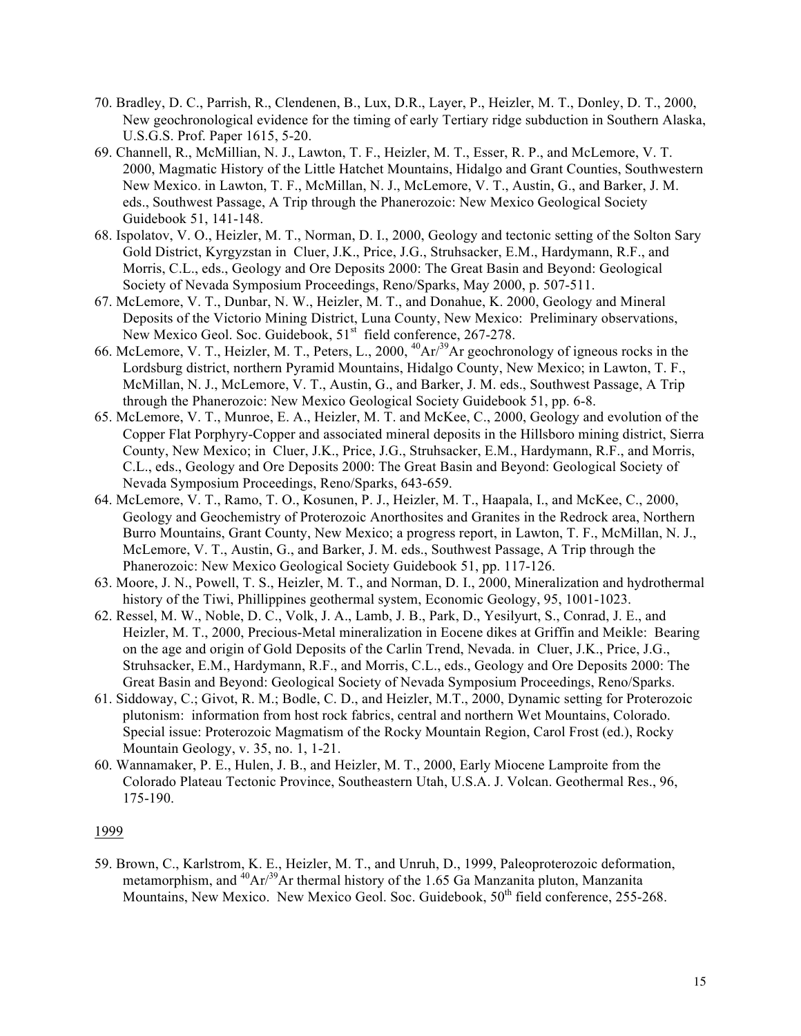70. Bradley, D. C., Parrish, R., Clendenen, B., Lux, D.R., Layer, P., Heizler, M. T., Donley, D. T., 2000, New geochronological evidence for the timing of early Tertiary ridge subduction in Southern Alaska, U.S.G.S. Prof. Paper 1615, 5-20.

69. Channell, R., McMillian, N. J., Lawton, T. F., Heizler, M. T., Esser, R. P., and McLemore, V. T. 2000, Magmatic History of the Little Hatchet Mountains, Hidalgo and Grant Counties, Southwestern New Mexico. in Lawton, T. F., McMillan, N. J., McLemore, V. T., Austin, G., and Barker, J. M. eds., Southwest Passage, A Trip through the Phanerozoic: New Mexico Geological Society Guidebook 51, 141-148.

68. Ispolatov, V. O., Heizler, M. T., Norman, D. I., 2000, Geology and tectonic setting of the Solton Sary Gold District, Kyrgyzstan in Cluer, J.K., Price, J.G., Struhsacker, E.M., Hardymann, R.F., and Morris, C.L., eds., Geology and Ore Deposits 2000: The Great Basin and Beyond: Geological Society of Nevada Symposium Proceedings, Reno/Sparks, May 2000, p. 507-511.

67. McLemore, V. T., Dunbar, N. W., Heizler, M. T., and Donahue, K. 2000, Geology and Mineral Deposits of the Victorio Mining District, Luna County, New Mexico: Preliminary observations, New Mexico Geol. Soc. Guidebook, 51st field conference, 267-278.

66. McLemore, V. T., Heizler, M. T., Peters, L., 2000, $^{40}Ar/^{39}Ar$ geochronology of igneous rocks in the Lordsburg district, northern Pyramid Mountains, Hidalgo County, New Mexico; in Lawton, T. F., McMillan, N. J., McLemore, V. T., Austin, G., and Barker, J. M. eds., Southwest Passage, A Trip through the Phanerozoic: New Mexico Geological Society Guidebook 51, pp. 6-8.

65. McLemore, V. T., Munroe, E. A., Heizler, M. T. and McKee, C., 2000, Geology and evolution of the Copper Flat Porphyry-Copper and associated mineral deposits in the Hillsboro mining district, Sierra County, New Mexico; in Cluer, J.K., Price, J.G., Struhsacker, E.M., Hardymann, R.F., and Morris, C.L., eds., Geology and Ore Deposits 2000: The Great Basin and Beyond: Geological Society of Nevada Symposium Proceedings, Reno/Sparks, 643-659.

64. McLemore, V. T., Ramo, T. O., Kosunen, P. J., Heizler, M. T., Haapala, I., and McKee, C., 2000, Geology and Geochemistry of Proterozoic Anorthosites and Granites in the Redrock area, Northern Burro Mountains, Grant County, New Mexico; a progress report, in Lawton, T. F., McMillan, N. J., McLemore, V. T., Austin, G., and Barker, J. M. eds., Southwest Passage, A Trip through the Phanerozoic: New Mexico Geological Society Guidebook 51, pp. 117-126.

63. Moore, J. N., Powell, T. S., Heizler, M. T., and Norman, D. I., 2000, Mineralization and hydrothermal history of the Tiwi, Phillippines geothermal system, Economic Geology, 95, 1001-1023.

62. Ressel, M. W., Noble, D. C., Volk, J. A., Lamb, J. B., Park, D., Yesilyurt, S., Conrad, J. E., and Heizler, M. T., 2000, Precious-Metal mineralization in Eocene dikes at Griffin and Meikle: Bearing on the age and origin of Gold Deposits of the Carlin Trend, Nevada. in Cluer, J.K., Price, J.G., Struhsacker, E.M., Hardymann, R.F., and Morris, C.L., eds., Geology and Ore Deposits 2000: The Great Basin and Beyond: Geological Society of Nevada Symposium Proceedings, Reno/Sparks.

61. Siddoway, C.; Givot, R. M.; Bodle, C. D., and Heizler, M.T., 2000, Dynamic setting for Proterozoic plutonism: information from host rock fabrics, central and northern Wet Mountains, Colorado. Special issue: Proterozoic Magmatism of the Rocky Mountain Region, Carol Frost (ed.), Rocky Mountain Geology, v. 35, no. 1, 1-21.

60. Wannamaker, P. E., Hulen, J. B., and Heizler, M. T., 2000, Early Miocene Lamproite from the Colorado Plateau Tectonic Province, Southeastern Utah, U.S.A. J. Volcan. Geothermal Res., 96, 175-190.

1999

59. Brown, C., Karlstrom, K. E., Heizler, M. T., and Unruh, D., 1999, Paleoproterozoic deformation, metamorphism, and $^{40}Ar/^{39}Ar$ thermal history of the 1.65 Ga Manzanita pluton, Manzanita Mountains, New Mexico. New Mexico Geol. Soc. Guidebook, 50th field conference, 255-268.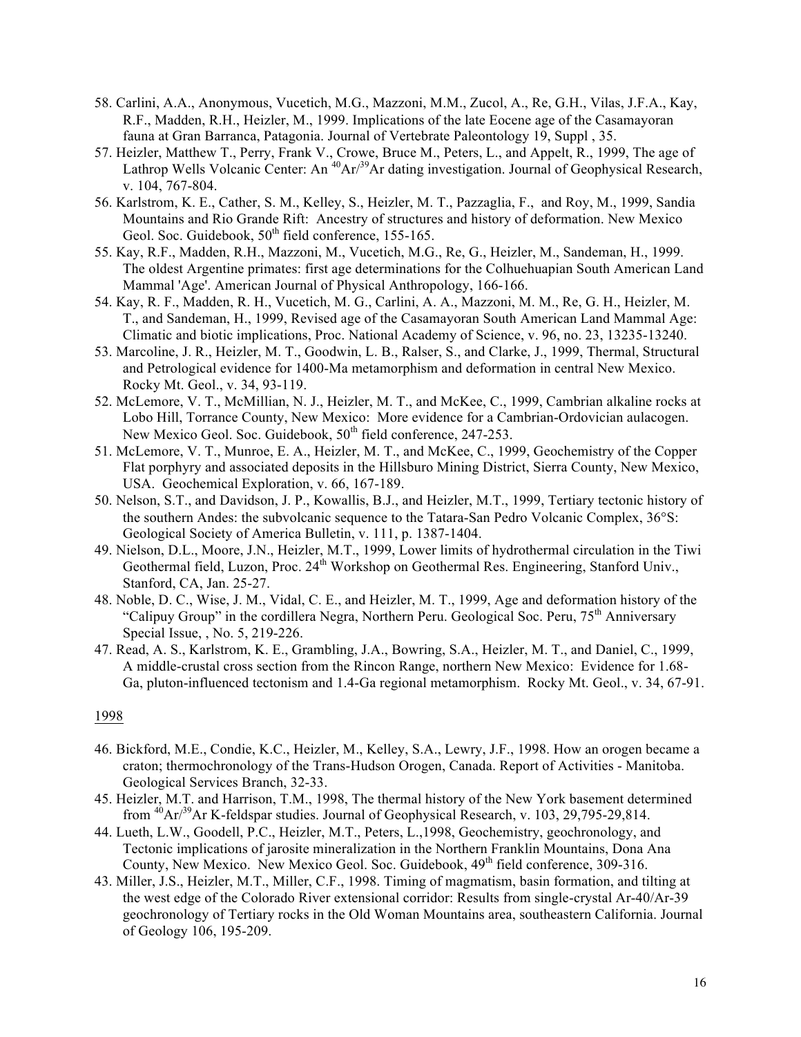58. Carlini, A.A., Anonymous, Vucetich, M.G., Mazzoni, M.M., Zucol, A., Re, G.H., Vilas, J.F.A., Kay, R.F., Madden, R.H., Heizler, M., 1999. Implications of the late Eocene age of the Casamayoran fauna at Gran Barranca, Patagonia. Journal of Vertebrate Paleontology 19, Suppl , 35.

57. Heizler, Matthew T., Perry, Frank V., Crowe, Bruce M., Peters, L., and Appelt, R., 1999, The age of Lathrop Wells Volcanic Center: An $^{40}Ar/^{39}Ar$ dating investigation. Journal of Geophysical Research, v. 104, 767-804.

56. Karlstrom, K. E., Cather, S. M., Kelley, S., Heizler, M. T., Pazzaglia, F., and Roy, M., 1999, Sandia Mountains and Rio Grande Rift: Ancestry of structures and history of deformation. New Mexico Geol. Soc. Guidebook, 50th field conference, 155-165.

55. Kay, R.F., Madden, R.H., Mazzoni, M., Vucetich, M.G., Re, G., Heizler, M., Sandeman, H., 1999. The oldest Argentine primates: first age determinations for the Colhuehuapian South American Land Mammal 'Age'. American Journal of Physical Anthropology, 166-166.

54. Kay, R. F., Madden, R. H., Vucetich, M. G., Carlini, A. A., Mazzoni, M. M., Re, G. H., Heizler, M. T., and Sandeman, H., 1999, Revised age of the Casamayoran South American Land Mammal Age: Climatic and biotic implications, Proc. National Academy of Science, v. 96, no. 23, 13235-13240.

53. Marcoline, J. R., Heizler, M. T., Goodwin, L. B., Ralser, S., and Clarke, J., 1999, Thermal, Structural and Petrological evidence for 1400-Ma metamorphism and deformation in central New Mexico. Rocky Mt. Geol., v. 34, 93-119.

52. McLemore, V. T., McMillian, N. J., Heizler, M. T., and McKee, C., 1999, Cambrian alkaline rocks at Lobo Hill, Torrance County, New Mexico: More evidence for a Cambrian-Ordovician aulacogen. New Mexico Geol. Soc. Guidebook, 50th field conference, 247-253.

51. McLemore, V. T., Munroe, E. A., Heizler, M. T., and McKee, C., 1999, Geochemistry of the Copper Flat porphyry and associated deposits in the Hillsburo Mining District, Sierra County, New Mexico, USA. Geochemical Exploration, v. 66, 167-189.

50. Nelson, S.T., and Davidson, J. P., Kowallis, B.J., and Heizler, M.T., 1999, Tertiary tectonic history of the southern Andes: the subvolcanic sequence to the Tatara-San Pedro Volcanic Complex, 36°S: Geological Society of America Bulletin, v. 111, p. 1387-1404.

49. Nielson, D.L., Moore, J.N., Heizler, M.T., 1999, Lower limits of hydrothermal circulation in the Tiwi Geothermal field, Luzon, Proc. 24th Workshop on Geothermal Res. Engineering, Stanford Univ., Stanford, CA, Jan. 25-27.

48. Noble, D. C., Wise, J. M., Vidal, C. E., and Heizler, M. T., 1999, Age and deformation history of the "Calipuy Group" in the cordillera Negra, Northern Peru. Geological Soc. Peru, 75th Anniversary Special Issue, , No. 5, 219-226.

47. Read, A. S., Karlstrom, K. E., Grambling, J.A., Bowring, S.A., Heizler, M. T., and Daniel, C., 1999, A middle-crustal cross section from the Rincon Range, northern New Mexico: Evidence for 1.68-Ga, pluton-influenced tectonism and 1.4-Ga regional metamorphism. Rocky Mt. Geol., v. 34, 67-91.

1998

46. Bickford, M.E., Condie, K.C., Heizler, M., Kelley, S.A., Lewry, J.F., 1998. How an orogen became a craton; thermochronology of the Trans-Hudson Orogen, Canada. Report of Activities - Manitoba. Geological Services Branch, 32-33.

45. Heizler, M.T. and Harrison, T.M., 1998, The thermal history of the New York basement determined from $^{40}Ar/^{39}Ar$ K-feldspar studies. Journal of Geophysical Research, v. 103, 29,795-29,814.

44. Lueth, L.W., Goodell, P.C., Heizler, M.T., Peters, L.,1998, Geochemistry, geochronology, and Tectonic implications of jarosite mineralization in the Northern Franklin Mountains, Dona Ana County, New Mexico. New Mexico Geol. Soc. Guidebook, 49th field conference, 309-316.

43. Miller, J.S., Heizler, M.T., Miller, C.F., 1998. Timing of magmatism, basin formation, and tilting at the west edge of the Colorado River extensional corridor: Results from single-crystal Ar-40/Ar-39 geochronology of Tertiary rocks in the Old Woman Mountains area, southeastern California. Journal of Geology 106, 195-209.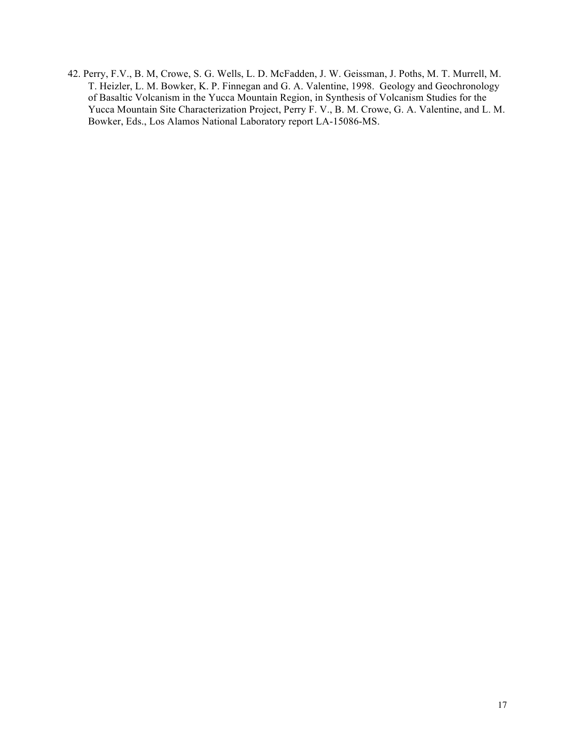42. Perry, F.V., B. M, Crowe, S. G. Wells, L. D. McFadden, J. W. Geissman, J. Poths, M. T. Murrell, M. T. Heizler, L. M. Bowker, K. P. Finnegan and G. A. Valentine, 1998. Geology and Geochronology of Basaltic Volcanism in the Yucca Mountain Region, in Synthesis of Volcanism Studies for the Yucca Mountain Site Characterization Project, Perry F. V., B. M. Crowe, G. A. Valentine, and L. M. Bowker, Eds., Los Alamos National Laboratory report LA-15086-MS.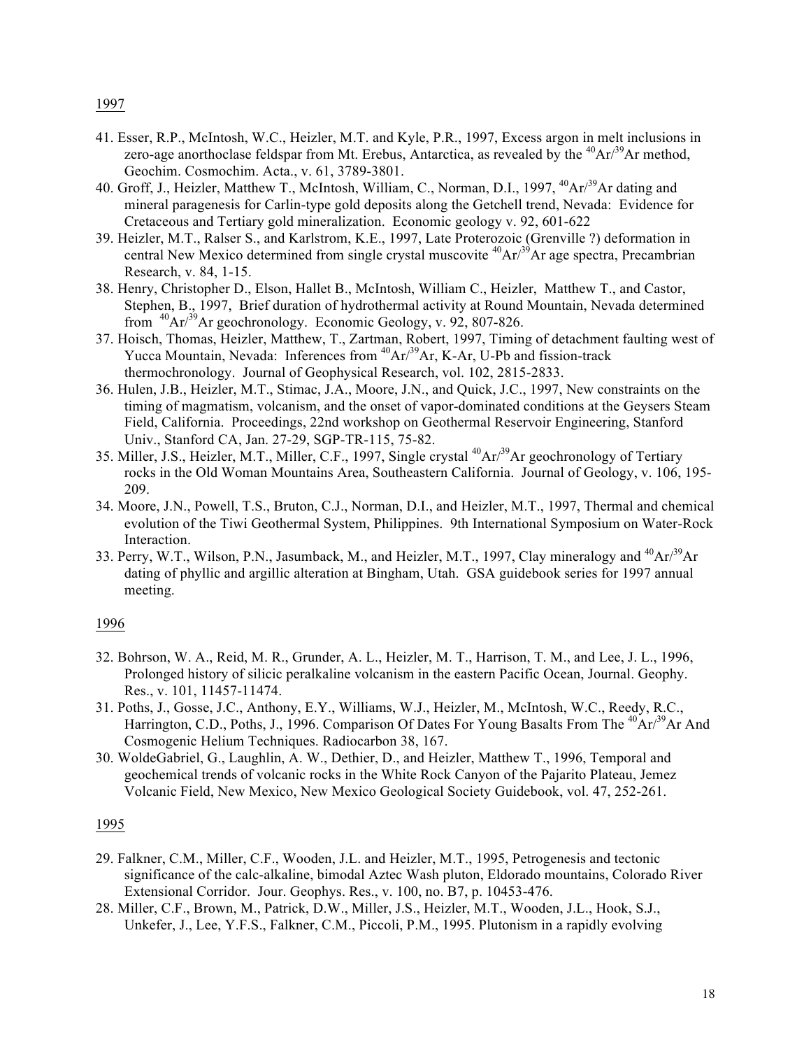<u>1997</u>

41. Esser, R.P., McIntosh, W.C., Heizler, M.T. and Kyle, P.R., 1997, Excess argon in melt inclusions in zero-age anorthoclase feldspar from Mt. Erebus, Antarctica, as revealed by the $^{40}Ar/^{39}Ar$ method, Geochim. Cosmochim. Acta., v. 61, 3789-3801.
40. Groff, J., Heizler, Matthew T., McIntosh, William, C., Norman, D.I., 1997, $^{40}Ar/^{39}Ar$ dating and mineral paragenesis for Carlin-type gold deposits along the Getchell trend, Nevada: Evidence for Cretaceous and Tertiary gold mineralization. Economic geology v. 92, 601-622
39. Heizler, M.T., Ralser S., and Karlstrom, K.E., 1997, Late Proterozoic (Grenville ?) deformation in central New Mexico determined from single crystal muscovite $^{40}Ar/^{39}Ar$ age spectra, Precambrian Research, v. 84, 1-15.
38. Henry, Christopher D., Elson, Hallet B., McIntosh, William C., Heizler, Matthew T., and Castor, Stephen, B., 1997, Brief duration of hydrothermal activity at Round Mountain, Nevada determined from $^{40}Ar/^{39}Ar$ geochronology. Economic Geology, v. 92, 807-826.
37. Hoisch, Thomas, Heizler, Matthew, T., Zartman, Robert, 1997, Timing of detachment faulting west of Yucca Mountain, Nevada: Inferences from $^{40}Ar/^{39}Ar$, K-Ar, U-Pb and fission-track thermochronology. Journal of Geophysical Research, vol. 102, 2815-2833.
36. Hulen, J.B., Heizler, M.T., Stimac, J.A., Moore, J.N., and Quick, J.C., 1997, New constraints on the timing of magmatism, volcanism, and the onset of vapor-dominated conditions at the Geysers Steam Field, California. Proceedings, 22nd workshop on Geothermal Reservoir Engineering, Stanford Univ., Stanford CA, Jan. 27-29, SGP-TR-115, 75-82.
35. Miller, J.S., Heizler, M.T., Miller, C.F., 1997, Single crystal $^{40}Ar/^{39}Ar$ geochronology of Tertiary rocks in the Old Woman Mountains Area, Southeastern California. Journal of Geology, v. 106, 195-209.
34. Moore, J.N., Powell, T.S., Bruton, C.J., Norman, D.I., and Heizler, M.T., 1997, Thermal and chemical evolution of the Tiwi Geothermal System, Philippines. 9th International Symposium on Water-Rock Interaction.
33. Perry, W.T., Wilson, P.N., Jasumback, M., and Heizler, M.T., 1997, Clay mineralogy and $^{40}Ar/^{39}Ar$ dating of phyllic and argillic alteration at Bingham, Utah. GSA guidebook series for 1997 annual meeting.

<u>1996</u>

32. Bohrson, W. A., Reid, M. R., Grunder, A. L., Heizler, M. T., Harrison, T. M., and Lee, J. L., 1996, Prolonged history of silicic peralkaline volcanism in the eastern Pacific Ocean, Journal. Geophy. Res., v. 101, 11457-11474.
31. Poths, J., Gosse, J.C., Anthony, E.Y., Williams, W.J., Heizler, M., McIntosh, W.C., Reedy, R.C., Harrington, C.D., Poths, J., 1996. Comparison Of Dates For Young Basalts From The $^{40}Ar/^{39}Ar$ And Cosmogenic Helium Techniques. Radiocarbon 38, 167.
30. WoldeGabriel, G., Laughlin, A. W., Dethier, D., and Heizler, Matthew T., 1996, Temporal and geochemical trends of volcanic rocks in the White Rock Canyon of the Pajarito Plateau, Jemez Volcanic Field, New Mexico, New Mexico Geological Society Guidebook, vol. 47, 252-261.

<u>1995</u>

29. Falkner, C.M., Miller, C.F., Wooden, J.L. and Heizler, M.T., 1995, Petrogenesis and tectonic significance of the calc-alkaline, bimodal Aztec Wash pluton, Eldorado mountains, Colorado River Extensional Corridor. Jour. Geophys. Res., v. 100, no. B7, p. 10453-476.
28. Miller, C.F., Brown, M., Patrick, D.W., Miller, J.S., Heizler, M.T., Wooden, J.L., Hook, S.J., Unkefer, J., Lee, Y.F.S., Falkner, C.M., Piccoli, P.M., 1995. Plutonism in a rapidly evolving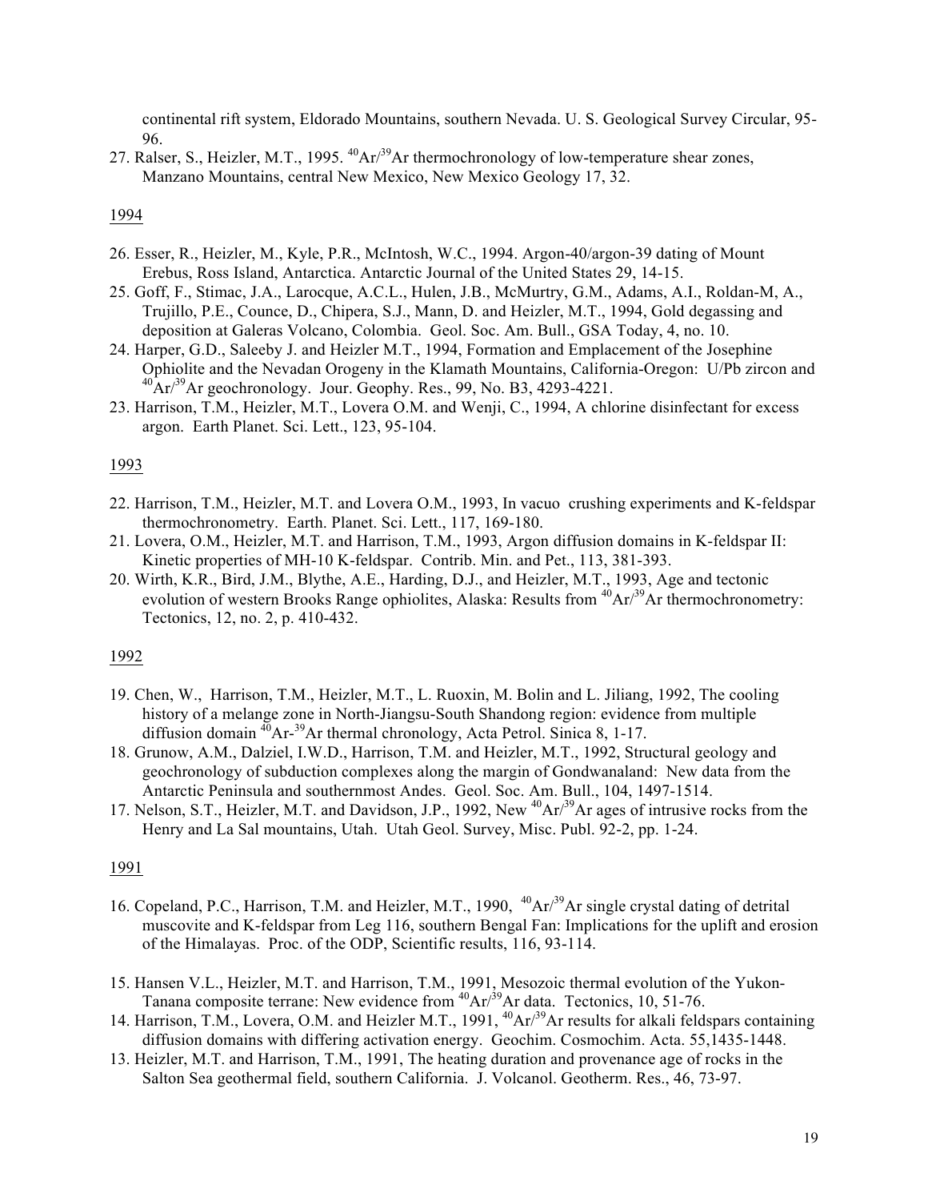continental rift system, Eldorado Mountains, southern Nevada. U. S. Geological Survey Circular, 95-96.

27. Ralser, S., Heizler, M.T., 1995. $^{40}Ar/^{39}Ar$ thermochronology of low-temperature shear zones, Manzano Mountains, central New Mexico, New Mexico Geology 17, 32.

1994

26. Esser, R., Heizler, M., Kyle, P.R., McIntosh, W.C., 1994. Argon-40/argon-39 dating of Mount Erebus, Ross Island, Antarctica. Antarctic Journal of the United States 29, 14-15.
25. Goff, F., Stimac, J.A., Larocque, A.C.L., Hulen, J.B., McMurtry, G.M., Adams, A.I., Roldan-M, A., Trujillo, P.E., Counce, D., Chipera, S.J., Mann, D. and Heizler, M.T., 1994, Gold degassing and deposition at Galeras Volcano, Colombia. Geol. Soc. Am. Bull., GSA Today, 4, no. 10.
24. Harper, G.D., Saleeby J. and Heizler M.T., 1994, Formation and Emplacement of the Josephine Ophiolite and the Nevadan Orogeny in the Klamath Mountains, California-Oregon: U/Pb zircon and $^{40}Ar/^{39}Ar$ geochronology. Jour. Geophy. Res., 99, No. B3, 4293-4221.
23. Harrison, T.M., Heizler, M.T., Lovera O.M. and Wenji, C., 1994, A chlorine disinfectant for excess argon. Earth Planet. Sci. Lett., 123, 95-104.

1993

22. Harrison, T.M., Heizler, M.T. and Lovera O.M., 1993, In vacuo crushing experiments and K-feldspar thermochronometry. Earth Planet. Sci. Lett., 117, 169-180.
21. Lovera, O.M., Heizler, M.T. and Harrison, T.M., 1993, Argon diffusion domains in K-feldspar II: Kinetic properties of MH-10 K-feldspar. Contrib. Min. and Pet., 113, 381-393.
20. Wirth, K.R., Bird, J.M., Blythe, A.E., Harding, D.J., and Heizler, M.T., 1993, Age and tectonic evolution of western Brooks Range ophiolites, Alaska: Results from $^{40}Ar/^{39}Ar$ thermochronometry: Tectonics, 12, no. 2, p. 410-432.

1992

19. Chen, W., Harrison, T.M., Heizler, M.T., L. Ruoxin, M. Bolin and L. Jiliang, 1992, The cooling history of a melange zone in North-Jiangsu-South Shandong region: evidence from multiple diffusion domain $^{40}Ar$-$^{39}Ar$ thermal chronology, Acta Petrol. Sinica 8, 1-17.
18. Grunow, A.M., Dalziel, I.W.D., Harrison, T.M. and Heizler, M.T., 1992, Structural geology and geochronology of subduction complexes along the margin of Gondwanaland: New data from the Antarctic Peninsula and southernmost Andes. Geol. Soc. Am. Bull., 104, 1497-1514.
17. Nelson, S.T., Heizler, M.T. and Davidson, J.P., 1992, New $^{40}Ar/^{39}Ar$ ages of intrusive rocks from the Henry and La Sal mountains, Utah. Utah Geol. Survey, Misc. Publ. 92-2, pp. 1-24.

1991

16. Copeland, P.C., Harrison, T.M. and Heizler, M.T., 1990, $^{40}Ar/^{39}Ar$ single crystal dating of detrital muscovite and K-feldspar from Leg 116, southern Bengal Fan: Implications for the uplift and erosion of the Himalayas. Proc. of the ODP, Scientific results, 116, 93-114.

15. Hansen V.L., Heizler, M.T. and Harrison, T.M., 1991, Mesozoic thermal evolution of the Yukon-Tanana composite terrane: New evidence from $^{40}Ar/^{39}Ar$ data. Tectonics, 10, 51-76.
14. Harrison, T.M., Lovera, O.M. and Heizler M.T., 1991, $^{40}Ar/^{39}Ar$ results for alkali feldspars containing diffusion domains with differing activation energy. Geochim. Cosmochim. Acta. 55,1435-1448.
13. Heizler, M.T. and Harrison, T.M., 1991, The heating duration and provenance age of rocks in the Salton Sea geothermal field, southern California. J. Volcanol. Geotherm. Res., 46, 73-97.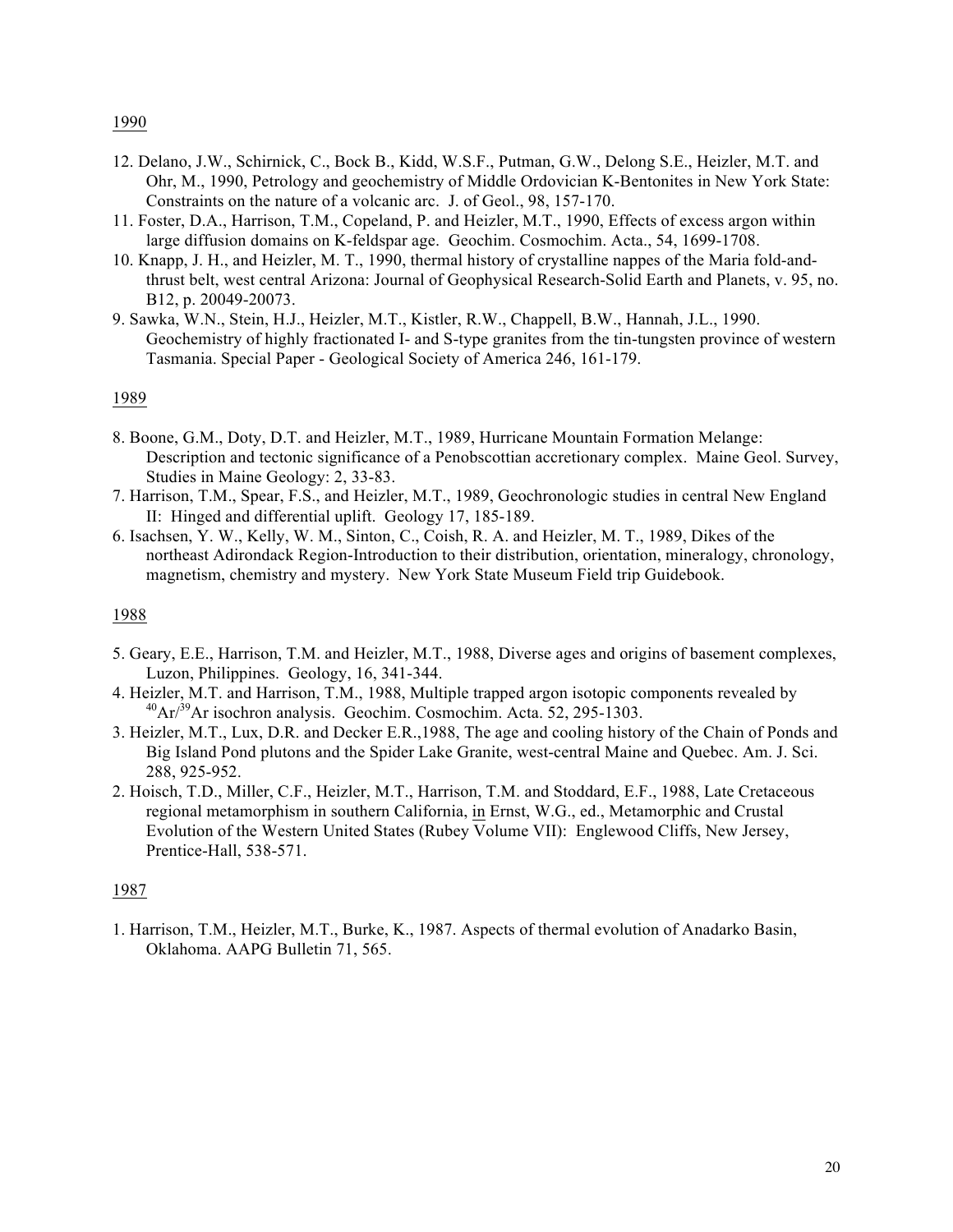1990

12. Delano, J.W., Schirnick, C., Bock B., Kidd, W.S.F., Putman, G.W., Delong S.E., Heizler, M.T. and Ohr, M., 1990, Petrology and geochemistry of Middle Ordovician K-Bentonites in New York State: Constraints on the nature of a volcanic arc. J. of Geol., 98, 157-170.
11. Foster, D.A., Harrison, T.M., Copeland, P. and Heizler, M.T., 1990, Effects of excess argon within large diffusion domains on K-feldspar age. Geochim. Cosmochim. Acta., 54, 1699-1708.
10. Knapp, J. H., and Heizler, M. T., 1990, thermal history of crystalline nappes of the Maria fold-and-thrust belt, west central Arizona: Journal of Geophysical Research-Solid Earth and Planets, v. 95, no. B12, p. 20049-20073.
9. Sawka, W.N., Stein, H.J., Heizler, M.T., Kistler, R.W., Chappell, B.W., Hannah, J.L., 1990. Geochemistry of highly fractionated I- and S-type granites from the tin-tungsten province of western Tasmania. Special Paper - Geological Society of America 246, 161-179.

1989

8. Boone, G.M., Doty, D.T. and Heizler, M.T., 1989, Hurricane Mountain Formation Melange: Description and tectonic significance of a Penobscottian accretionary complex. Maine Geol. Survey, Studies in Maine Geology: 2, 33-83.
7. Harrison, T.M., Spear, F.S., and Heizler, M.T., 1989, Geochronologic studies in central New England II: Hinged and differential uplift. Geology 17, 185-189.
6. Isachsen, Y. W., Kelly, W. M., Sinton, C., Coish, R. A. and Heizler, M. T., 1989, Dikes of the northeast Adirondack Region-Introduction to their distribution, orientation, mineralogy, chronology, magnetism, chemistry and mystery. New York State Museum Field trip Guidebook.

1988

5. Geary, E.E., Harrison, T.M. and Heizler, M.T., 1988, Diverse ages and origins of basement complexes, Luzon, Philippines. Geology, 16, 341-344.
4. Heizler, M.T. and Harrison, T.M., 1988, Multiple trapped argon isotopic components revealed by $^{40}Ar/^{39}Ar$ isochron analysis. Geochim. Cosmochim. Acta. 52, 295-1303.
3. Heizler, M.T., Lux, D.R. and Decker E.R.,1988, The age and cooling history of the Chain of Ponds and Big Island Pond plutons and the Spider Lake Granite, west-central Maine and Quebec. Am. J. Sci. 288, 925-952.
2. Hoisch, T.D., Miller, C.F., Heizler, M.T., Harrison, T.M. and Stoddard, E.F., 1988, Late Cretaceous regional metamorphism in southern California, in Ernst, W.G., ed., Metamorphic and Crustal Evolution of the Western United States (Rubey Volume VII): Englewood Cliffs, New Jersey, Prentice-Hall, 538-571.

1987

1. Harrison, T.M., Heizler, M.T., Burke, K., 1987. Aspects of thermal evolution of Anadarko Basin, Oklahoma. AAPG Bulletin 71, 565.